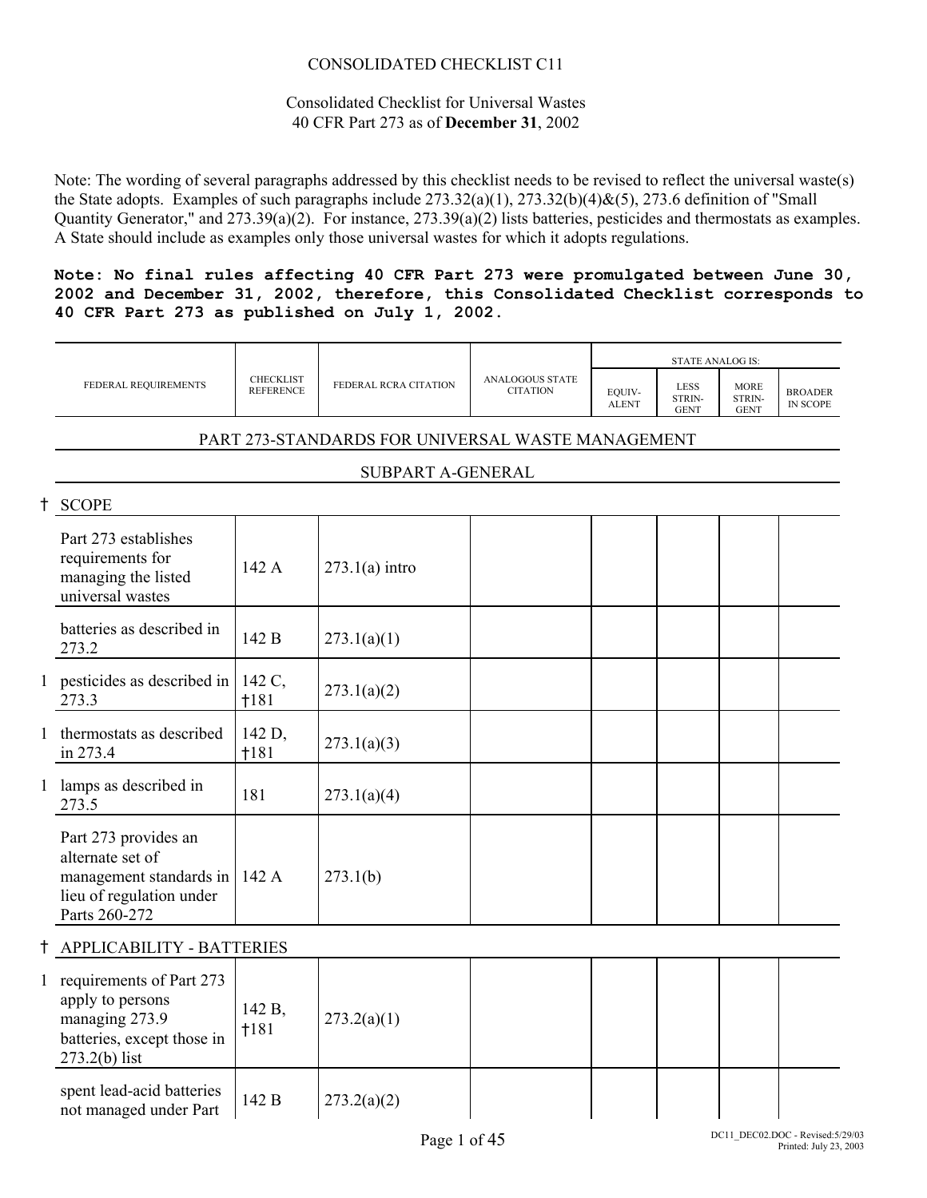CONSOLIDATED CHECKLIST C11

Consolidated Checklist for Universal Wastes
40 CFR Part 273 as of **December 31**, 2002

Note: The wording of several paragraphs addressed by this checklist needs to be revised to reflect the universal waste(s) the State adopts. Examples of such paragraphs include 273.32(a)(1), 273.32(b)(4)&(5), 273.6 definition of "Small Quantity Generator," and 273.39(a)(2). For instance, 273.39(a)(2) lists batteries, pesticides and thermostats as examples. A State should include as examples only those universal wastes for which it adopts regulations.

**Note: No final rules affecting 40 CFR Part 273 were promulgated between June 30, 2002 and December 31, 2002, therefore, this Consolidated Checklist corresponds to 40 CFR Part 273 as published on July 1, 2002.**

| | FEDERAL REQUIREMENTS | CHECKLIST REFERENCE | FEDERAL RCRA CITATION | ANALOGOUS STATE CITATION | STATE ANALOG IS: | | | |
|---|---|---|---|---|---|---|---|---|
| | | | | | EQUIVALENT | LESS STRINGENT | MORE STRINGENT | BROADER IN SCOPE |
| | **PART 273-STANDARDS FOR UNIVERSAL WASTE MANAGEMENT** | | | | | | | |
| | **SUBPART A-GENERAL** | | | | | | | |
| † | **SCOPE** | | | | | | | |
| | Part 273 establishes requirements for managing the listed universal wastes | 142 A | 273.1(a) intro | | | | | |
| | batteries as described in 273.2 | 142 B | 273.1(a)(1) | | | | | |
| 1 | pesticides as described in 273.3 | 142 C, †181 | 273.1(a)(2) | | | | | |
| 1 | thermostats as described in 273.4 | 142 D, †181 | 273.1(a)(3) | | | | | |
| 1 | lamps as described in 273.5 | 181 | 273.1(a)(4) | | | | | |
| | Part 273 provides an alternate set of management standards in lieu of regulation under Parts 260-272 | 142 A | 273.1(b) | | | | | |
| † | **APPLICABILITY - BATTERIES** | | | | | | | |
| 1 | requirements of Part 273 apply to persons managing 273.9 batteries, except those in 273.2(b) list | 142 B, †181 | 273.2(a)(1) | | | | | |
| | spent lead-acid batteries not managed under Part | 142 B | 273.2(a)(2) | | | | | |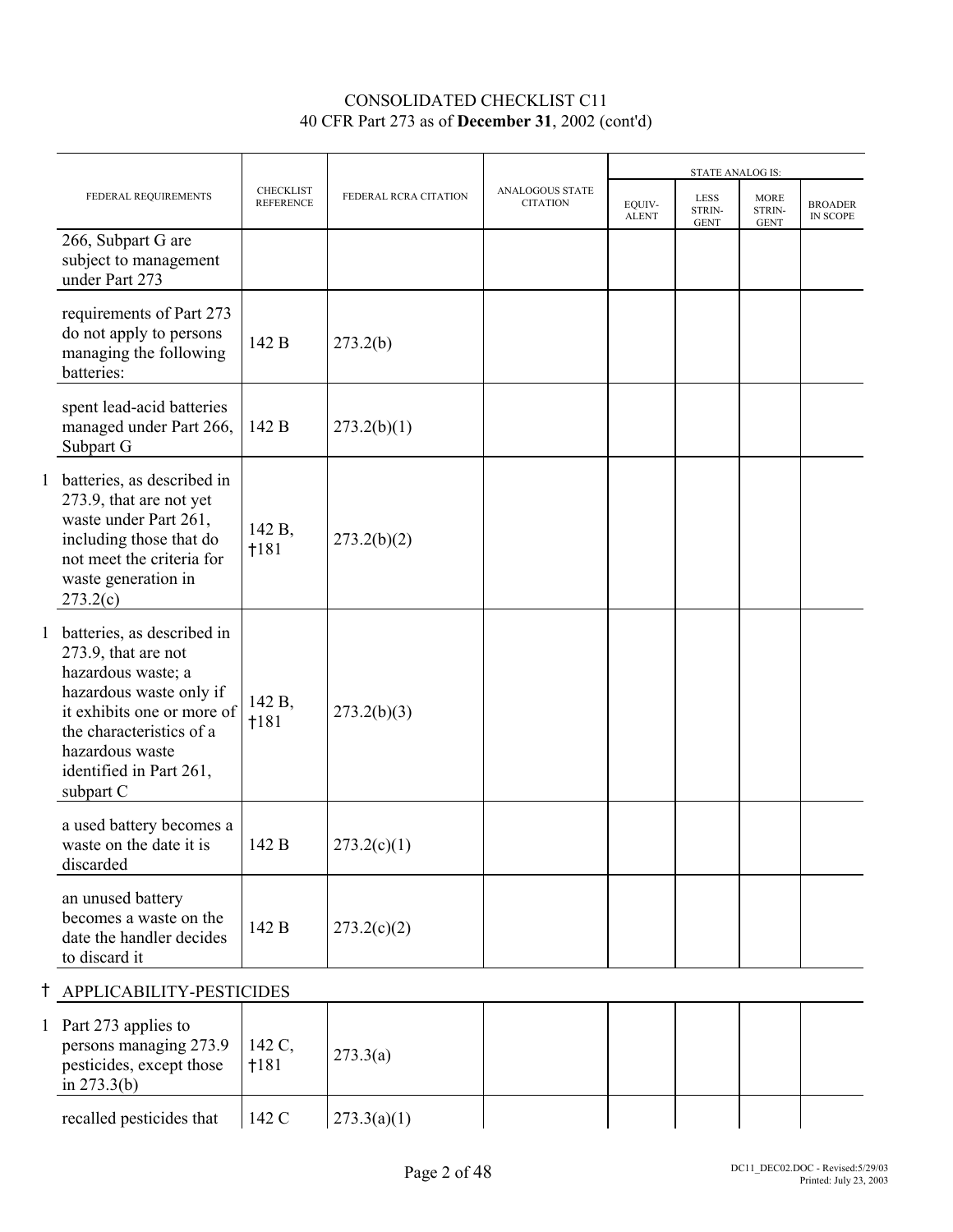CONSOLIDATED CHECKLIST C11
40 CFR Part 273 as of **December 31**, 2002 (cont'd)

| | FEDERAL REQUIREMENTS | CHECKLIST REFERENCE | FEDERAL RCRA CITATION | ANALOGOUS STATE CITATION | STATE ANALOG IS: EQUIV-ALENT | LESS STRIN-GENT | MORE STRIN-GENT | BROADER IN SCOPE |
|---|---|---|---|---|---|---|---|---|
| | 266, Subpart G are subject to management under Part 273 | | | | | | | |
| | requirements of Part 273 do not apply to persons managing the following batteries: | 142 B | 273.2(b) | | | | | |
| | spent lead-acid batteries managed under Part 266, Subpart G | 142 B | 273.2(b)(1) | | | | | |
| 1 | batteries, as described in 273.9, that are not yet waste under Part 261, including those that do not meet the criteria for waste generation in 273.2(c) | 142 B, †181 | 273.2(b)(2) | | | | | |
| 1 | batteries, as described in 273.9, that are not hazardous waste; a hazardous waste only if it exhibits one or more of the characteristics of a hazardous waste identified in Part 261, subpart C | 142 B, †181 | 273.2(b)(3) | | | | | |
| | a used battery becomes a waste on the date it is discarded | 142 B | 273.2(c)(1) | | | | | |
| | an unused battery becomes a waste on the date the handler decides to discard it | 142 B | 273.2(c)(2) | | | | | |
| † | APPLICABILITY-PESTICIDES | | | | | | | |
| 1 | Part 273 applies to persons managing 273.9 pesticides, except those in 273.3(b) | 142 C, †181 | 273.3(a) | | | | | |
| | recalled pesticides that | 142 C | 273.3(a)(1) | | | | | |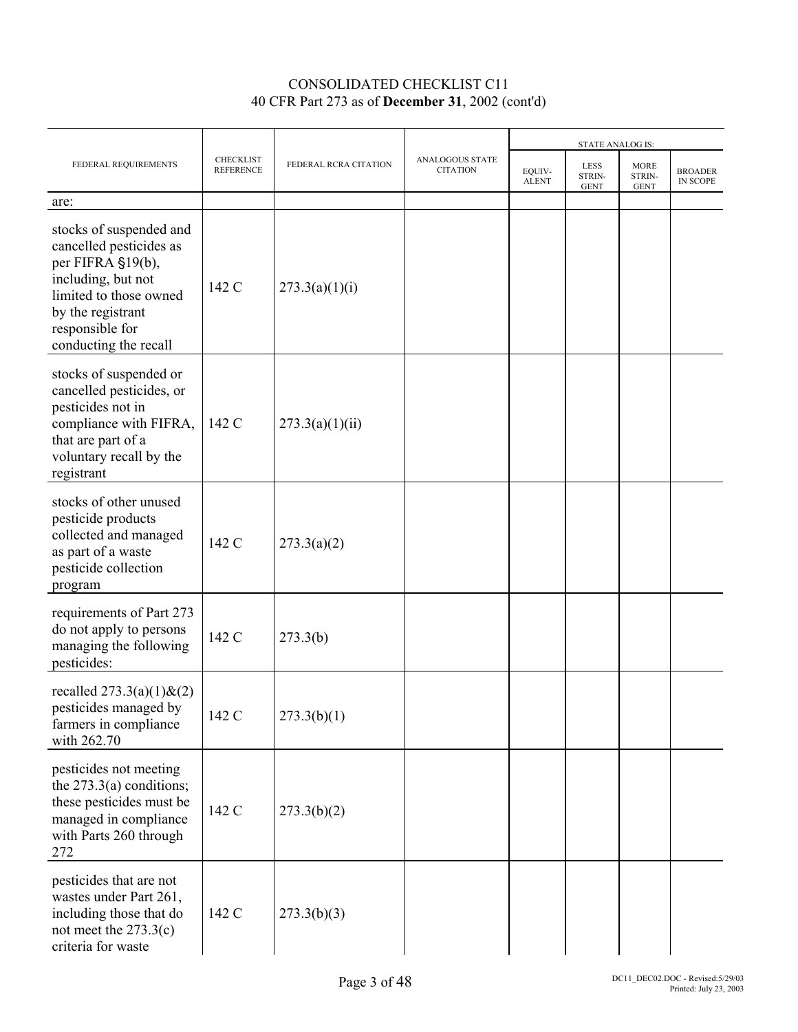CONSOLIDATED CHECKLIST C11
40 CFR Part 273 as of **December 31**, 2002 (cont'd)

| FEDERAL REQUIREMENTS | CHECKLIST REFERENCE | FEDERAL RCRA CITATION | ANALOGOUS STATE CITATION | STATE ANALOG IS: | | | |
|---|---|---|---|---|---|---|---|
| | | | | EQUIV-ALENT | LESS STRIN-GENT | MORE STRIN-GENT | BROADER IN SCOPE |
| are: | | | | | | | |
| stocks of suspended and cancelled pesticides as per FIFRA §19(b), including, but not limited to those owned by the registrant responsible for conducting the recall | 142 C | 273.3(a)(1)(i) | | | | | |
| stocks of suspended or cancelled pesticides, or pesticides not in compliance with FIFRA, that are part of a voluntary recall by the registrant | 142 C | 273.3(a)(1)(ii) | | | | | |
| stocks of other unused pesticide products collected and managed as part of a waste pesticide collection program | 142 C | 273.3(a)(2) | | | | | |
| requirements of Part 273 do not apply to persons managing the following pesticides: | 142 C | 273.3(b) | | | | | |
| recalled 273.3(a)(1)&(2) pesticides managed by farmers in compliance with 262.70 | 142 C | 273.3(b)(1) | | | | | |
| pesticides not meeting the 273.3(a) conditions; these pesticides must be managed in compliance with Parts 260 through 272 | 142 C | 273.3(b)(2) | | | | | |
| pesticides that are not wastes under Part 261, including those that do not meet the 273.3(c) criteria for waste | 142 C | 273.3(b)(3) | | | | | |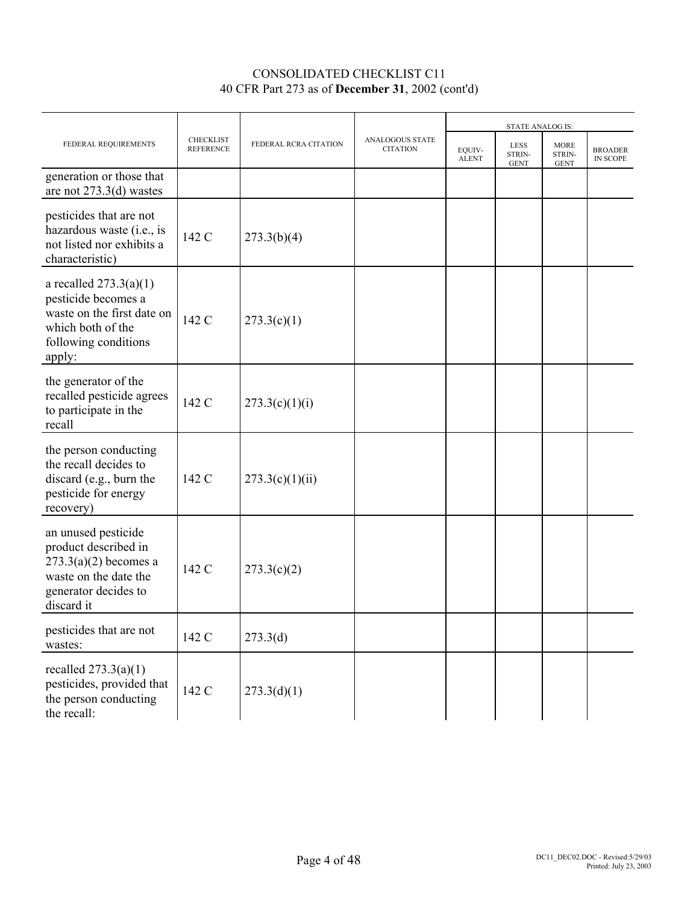CONSOLIDATED CHECKLIST C11
40 CFR Part 273 as of **December 31**, 2002 (cont'd)

| FEDERAL REQUIREMENTS | CHECKLIST REFERENCE | FEDERAL RCRA CITATION | ANALOGOUS STATE CITATION | STATE ANALOG IS: | | | |
|---|---|---|---|---|---|---|---|
| | | | | EQUIV-ALENT | LESS STRIN-GENT | MORE STRIN-GENT | BROADER IN SCOPE |
| generation or those that are not 273.3(d) wastes | | | | | | | |
| pesticides that are not hazardous waste (i.e., is not listed nor exhibits a characteristic) | 142 C | 273.3(b)(4) | | | | | |
| a recalled 273.3(a)(1) pesticide becomes a waste on the first date on which both of the following conditions apply: | 142 C | 273.3(c)(1) | | | | | |
| the generator of the recalled pesticide agrees to participate in the recall | 142 C | 273.3(c)(1)(i) | | | | | |
| the person conducting the recall decides to discard (e.g., burn the pesticide for energy recovery) | 142 C | 273.3(c)(1)(ii) | | | | | |
| an unused pesticide product described in 273.3(a)(2) becomes a waste on the date the generator decides to discard it | 142 C | 273.3(c)(2) | | | | | |
| pesticides that are not wastes: | 142 C | 273.3(d) | | | | | |
| recalled 273.3(a)(1) pesticides, provided that the person conducting the recall: | 142 C | 273.3(d)(1) | | | | | |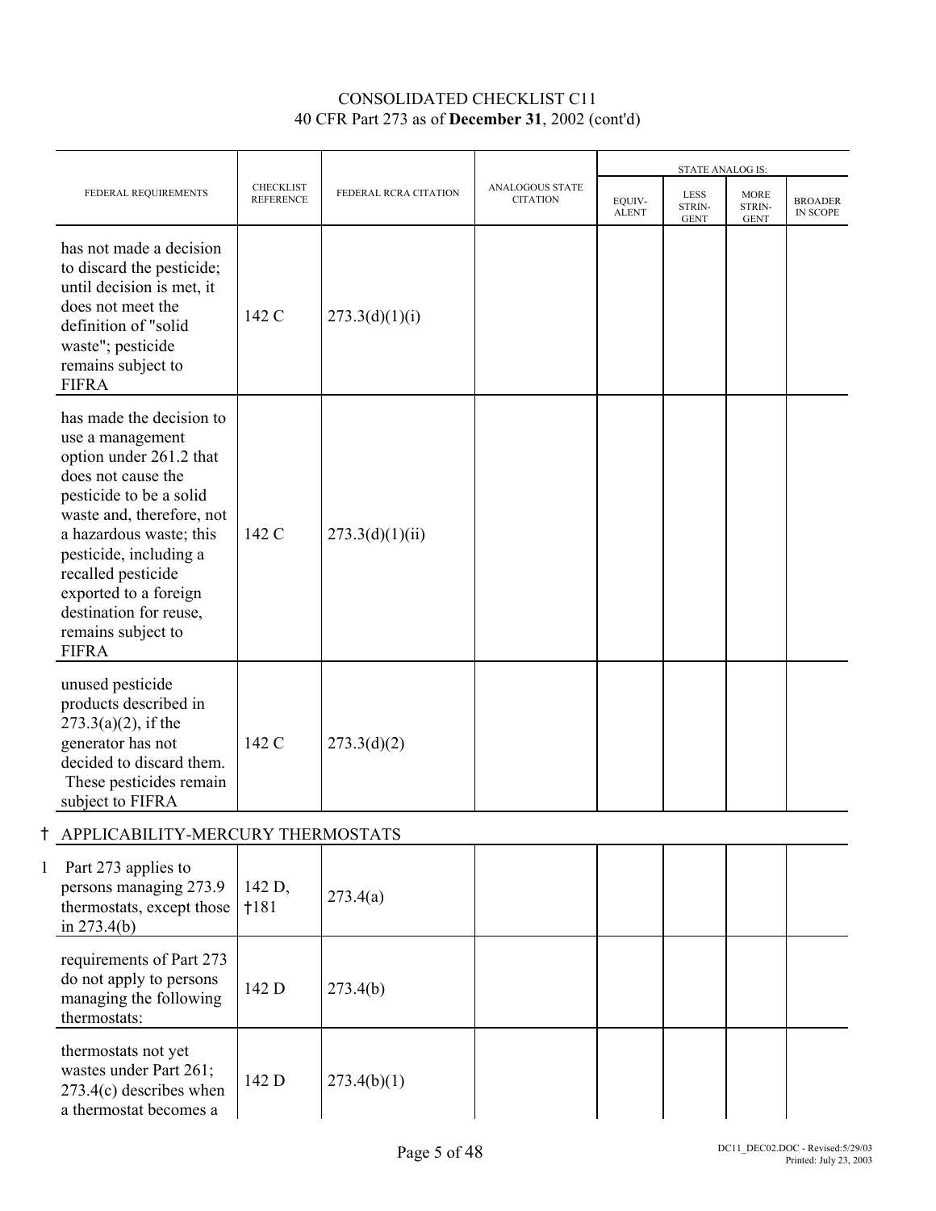CONSOLIDATED CHECKLIST C11
40 CFR Part 273 as of **December 31**, 2002 (cont'd)

| FEDERAL REQUIREMENTS | CHECKLIST REFERENCE | FEDERAL RCRA CITATION | ANALOGOUS STATE CITATION | STATE ANALOG IS: EQUIV-ALENT | LESS STRIN-GENT | MORE STRIN-GENT | BROADER IN SCOPE |
|---|---|---|---|---|---|---|---|
| has not made a decision to discard the pesticide; until decision is met, it does not meet the definition of "solid waste"; pesticide remains subject to FIFRA | 142 C | 273.3(d)(1)(i) | | | | | |
| has made the decision to use a management option under 261.2 that does not cause the pesticide to be a solid waste and, therefore, not a hazardous waste; this pesticide, including a recalled pesticide exported to a foreign destination for reuse, remains subject to FIFRA | 142 C | 273.3(d)(1)(ii) | | | | | |
| unused pesticide products described in 273.3(a)(2), if the generator has not decided to discard them. These pesticides remain subject to FIFRA | 142 C | 273.3(d)(2) | | | | | |
| † APPLICABILITY-MERCURY THERMOSTATS | | | | | | | |
| 1 Part 273 applies to persons managing 273.9 thermostats, except those in 273.4(b) | 142 D, †181 | 273.4(a) | | | | | |
| requirements of Part 273 do not apply to persons managing the following thermostats: | 142 D | 273.4(b) | | | | | |
| thermostats not yet wastes under Part 261; 273.4(c) describes when a thermostat becomes a | 142 D | 273.4(b)(1) | | | | | |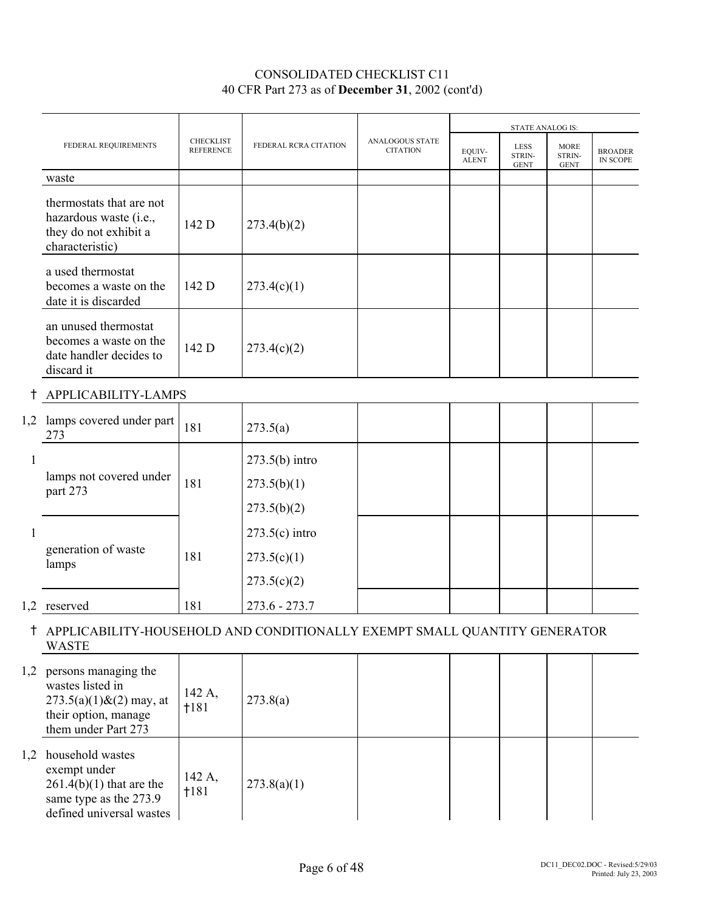CONSOLIDATED CHECKLIST C11
40 CFR Part 273 as of **December 31**, 2002 (cont'd)

| | FEDERAL REQUIREMENTS | CHECKLIST REFERENCE | FEDERAL RCRA CITATION | ANALOGOUS STATE CITATION | STATE ANALOG IS: | | | |
|---|---|---|---|---|---|---|---|---|
| | | | | | EQUIV-ALENT | LESS STRIN-GENT | MORE STRIN-GENT | BROADER IN SCOPE |
| | waste | | | | | | | |
| | thermostats that are not hazardous waste (i.e., they do not exhibit a characteristic) | 142 D | 273.4(b)(2) | | | | | |
| | a used thermostat becomes a waste on the date it is discarded | 142 D | 273.4(c)(1) | | | | | |
| | an unused thermostat becomes a waste on the date handler decides to discard it | 142 D | 273.4(c)(2) | | | | | |
| † | APPLICABILITY-LAMPS | | | | | | | |
| 1,2 | lamps covered under part 273 | 181 | 273.5(a) | | | | | |
| 1 | lamps not covered under part 273 | 181 | 273.5(b) intro<br>273.5(b)(1)<br>273.5(b)(2) | | | | | |
| 1 | generation of waste lamps | 181 | 273.5(c) intro<br>273.5(c)(1)<br>273.5(c)(2) | | | | | |
| 1,2 | reserved | 181 | 273.6 - 273.7 | | | | | |
| † | APPLICABILITY-HOUSEHOLD AND CONDITIONALLY EXEMPT SMALL QUANTITY GENERATOR WASTE | | | | | | | |
| 1,2 | persons managing the wastes listed in 273.5(a)(1)&(2) may, at their option, manage them under Part 273 | 142 A, †181 | 273.8(a) | | | | | |
| 1,2 | household wastes exempt under 261.4(b)(1) that are the same type as the 273.9 defined universal wastes | 142 A, †181 | 273.8(a)(1) | | | | | |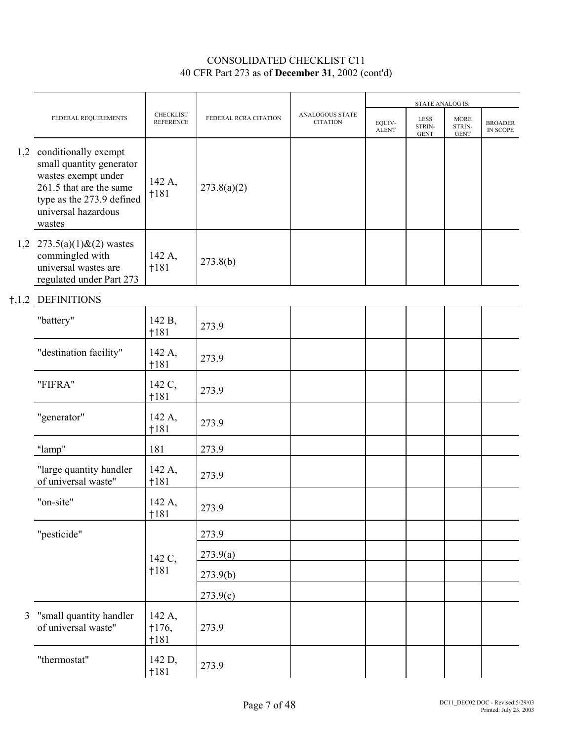# CONSOLIDATED CHECKLIST C11
## 40 CFR Part 273 as of **December 31**, 2002 (cont'd)

| | FEDERAL REQUIREMENTS | CHECKLIST REFERENCE | FEDERAL RCRA CITATION | ANALOGOUS STATE CITATION | STATE ANALOG IS: EQUIV-ALENT | LESS STRIN-GENT | MORE STRIN-GENT | BROADER IN SCOPE |
|---|---|---|---|---|---|---|---|---|
| 1,2 | conditionally exempt small quantity generator wastes exempt under 261.5 that are the same type as the 273.9 defined universal hazardous wastes | 142 A, †181 | 273.8(a)(2) | | | | | |
| 1,2 | 273.5(a)(1)&(2) wastes commingled with universal wastes are regulated under Part 273 | 142 A, †181 | 273.8(b) | | | | | |
| †,1,2 | DEFINITIONS | | | | | | | |
| | "battery" | 142 B, †181 | 273.9 | | | | | |
| | "destination facility" | 142 A, †181 | 273.9 | | | | | |
| | "FIFRA" | 142 C, †181 | 273.9 | | | | | |
| | "generator" | 142 A, †181 | 273.9 | | | | | |
| | "lamp" | 181 | 273.9 | | | | | |
| | "large quantity handler of universal waste" | 142 A, †181 | 273.9 | | | | | |
| | "on-site" | 142 A, †181 | 273.9 | | | | | |
| | "pesticide" | 142 C, †181 | 273.9 | | | | | |
| | | | 273.9(a) | | | | | |
| | | | 273.9(b) | | | | | |
| | | | 273.9(c) | | | | | |
| 3 | "small quantity handler of universal waste" | 142 A, †176, †181 | 273.9 | | | | | |
| | "thermostat" | 142 D, †181 | 273.9 | | | | | |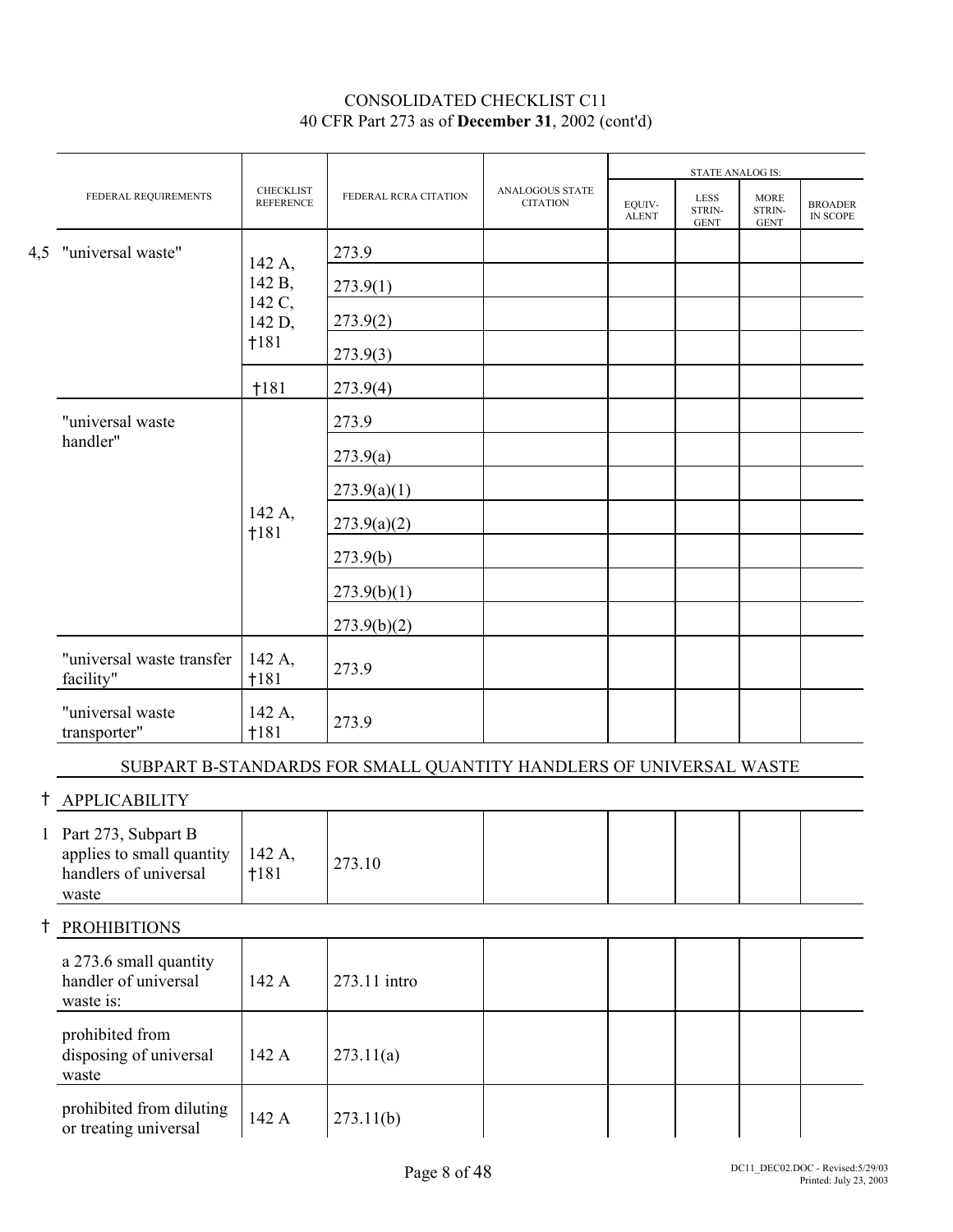CONSOLIDATED CHECKLIST C11
40 CFR Part 273 as of **December 31**, 2002 (cont'd)

| | FEDERAL REQUIREMENTS | CHECKLIST REFERENCE | FEDERAL RCRA CITATION | ANALOGOUS STATE CITATION | STATE ANALOG IS: EQUIV-ALENT | LESS STRIN-GENT | MORE STRIN-GENT | BROADER IN SCOPE |
|---|---|---|---|---|---|---|---|---|
| 4,5 | "universal waste" | 142 A, 142 B, 142 C, 142 D, †181 | 273.9 | | | | | |
| | | | 273.9(1) | | | | | |
| | | | 273.9(2) | | | | | |
| | | | 273.9(3) | | | | | |
| | | †181 | 273.9(4) | | | | | |
| | "universal waste handler" | 142 A, †181 | 273.9 | | | | | |
| | | | 273.9(a) | | | | | |
| | | | 273.9(a)(1) | | | | | |
| | | | 273.9(a)(2) | | | | | |
| | | | 273.9(b) | | | | | |
| | | | 273.9(b)(1) | | | | | |
| | | | 273.9(b)(2) | | | | | |
| | "universal waste transfer facility" | 142 A, †181 | 273.9 | | | | | |
| | "universal waste transporter" | 142 A, †181 | 273.9 | | | | | |
| | **SUBPART B-STANDARDS FOR SMALL QUANTITY HANDLERS OF UNIVERSAL WASTE** | | | | | | | |
| † | **APPLICABILITY** | | | | | | | |
| 1 | Part 273, Subpart B applies to small quantity handlers of universal waste | 142 A, †181 | 273.10 | | | | | |
| † | **PROHIBITIONS** | | | | | | | |
| | a 273.6 small quantity handler of universal waste is: | 142 A | 273.11 intro | | | | | |
| | prohibited from disposing of universal waste | 142 A | 273.11(a) | | | | | |
| | prohibited from diluting or treating universal | 142 A | 273.11(b) | | | | | |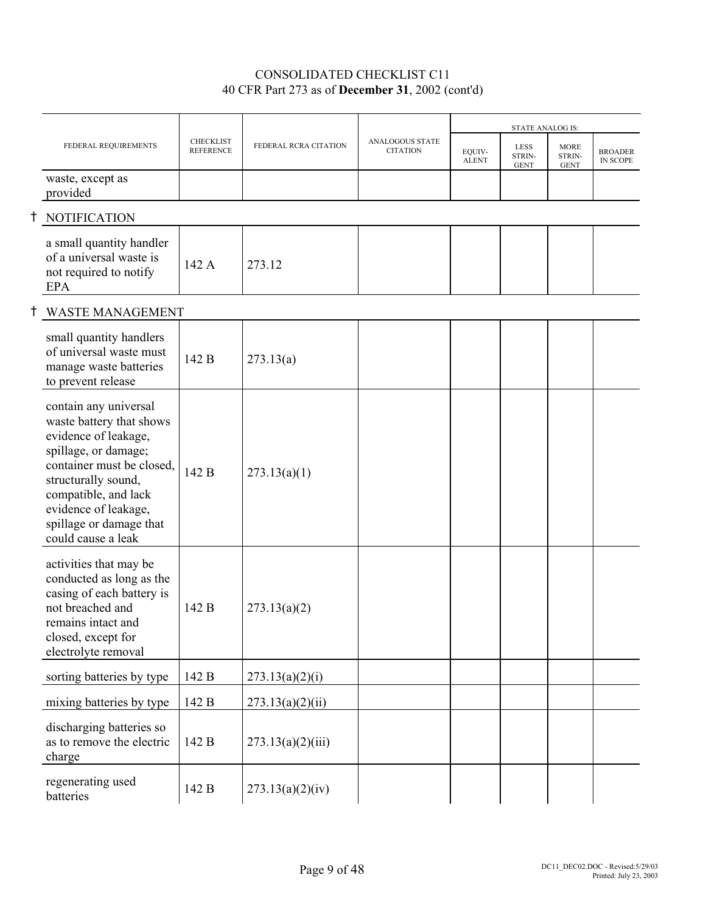CONSOLIDATED CHECKLIST C11
40 CFR Part 273 as of **December 31**, 2002 (cont'd)

| FEDERAL REQUIREMENTS | CHECKLIST REFERENCE | FEDERAL RCRA CITATION | ANALOGOUS STATE CITATION | STATE ANALOG IS: EQUIV-ALENT | LESS STRIN-GENT | MORE STRIN-GENT | BROADER IN SCOPE |
|---|---|---|---|---|---|---|---|
| waste, except as provided | | | | | | | |
| † NOTIFICATION | | | | | | | |
| a small quantity handler of a universal waste is not required to notify EPA | 142 A | 273.12 | | | | | |
| † WASTE MANAGEMENT | | | | | | | |
| small quantity handlers of universal waste must manage waste batteries to prevent release | 142 B | 273.13(a) | | | | | |
| contain any universal waste battery that shows evidence of leakage, spillage, or damage; container must be closed, structurally sound, compatible, and lack evidence of leakage, spillage or damage that could cause a leak | 142 B | 273.13(a)(1) | | | | | |
| activities that may be conducted as long as the casing of each battery is not breached and remains intact and closed, except for electrolyte removal | 142 B | 273.13(a)(2) | | | | | |
| sorting batteries by type | 142 B | 273.13(a)(2)(i) | | | | | |
| mixing batteries by type | 142 B | 273.13(a)(2)(ii) | | | | | |
| discharging batteries so as to remove the electric charge | 142 B | 273.13(a)(2)(iii) | | | | | |
| regenerating used batteries | 142 B | 273.13(a)(2)(iv) | | | | | |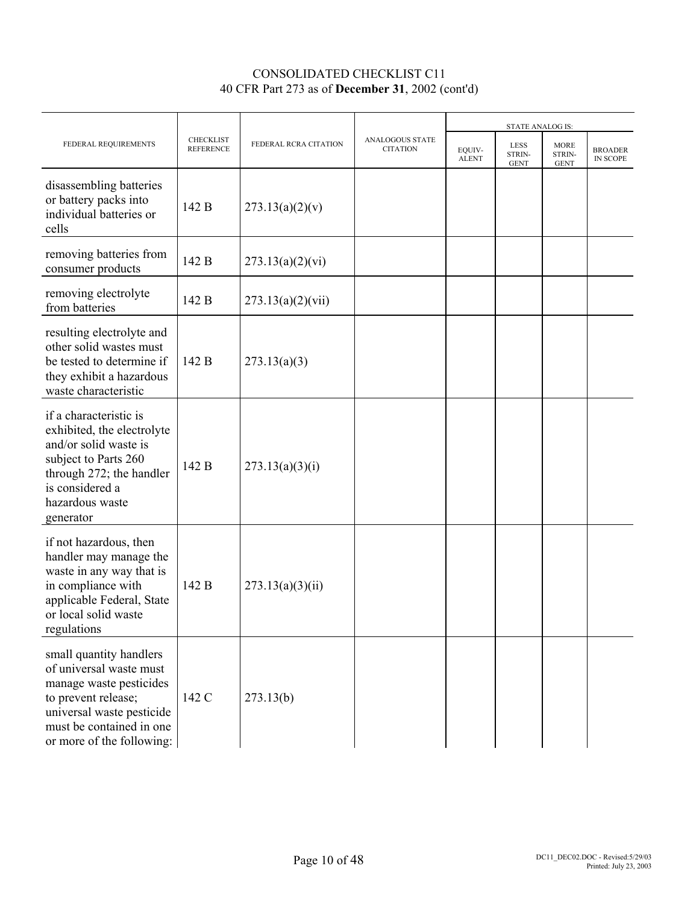CONSOLIDATED CHECKLIST C11
40 CFR Part 273 as of **December 31**, 2002 (cont'd)

| FEDERAL REQUIREMENTS | CHECKLIST REFERENCE | FEDERAL RCRA CITATION | ANALOGOUS STATE CITATION | STATE ANALOG IS: | | | |
|---|---|---|---|---|---|---|---|
| | | | | EQUIV-ALENT | LESS STRIN-GENT | MORE STRIN-GENT | BROADER IN SCOPE |
| disassembling batteries or battery packs into individual batteries or cells | 142 B | 273.13(a)(2)(v) | | | | | |
| removing batteries from consumer products | 142 B | 273.13(a)(2)(vi) | | | | | |
| removing electrolyte from batteries | 142 B | 273.13(a)(2)(vii) | | | | | |
| resulting electrolyte and other solid wastes must be tested to determine if they exhibit a hazardous waste characteristic | 142 B | 273.13(a)(3) | | | | | |
| if a characteristic is exhibited, the electrolyte and/or solid waste is subject to Parts 260 through 272; the handler is considered a hazardous waste generator | 142 B | 273.13(a)(3)(i) | | | | | |
| if not hazardous, then handler may manage the waste in any way that is in compliance with applicable Federal, State or local solid waste regulations | 142 B | 273.13(a)(3)(ii) | | | | | |
| small quantity handlers of universal waste must manage waste pesticides to prevent release; universal waste pesticide must be contained in one or more of the following: | 142 C | 273.13(b) | | | | | |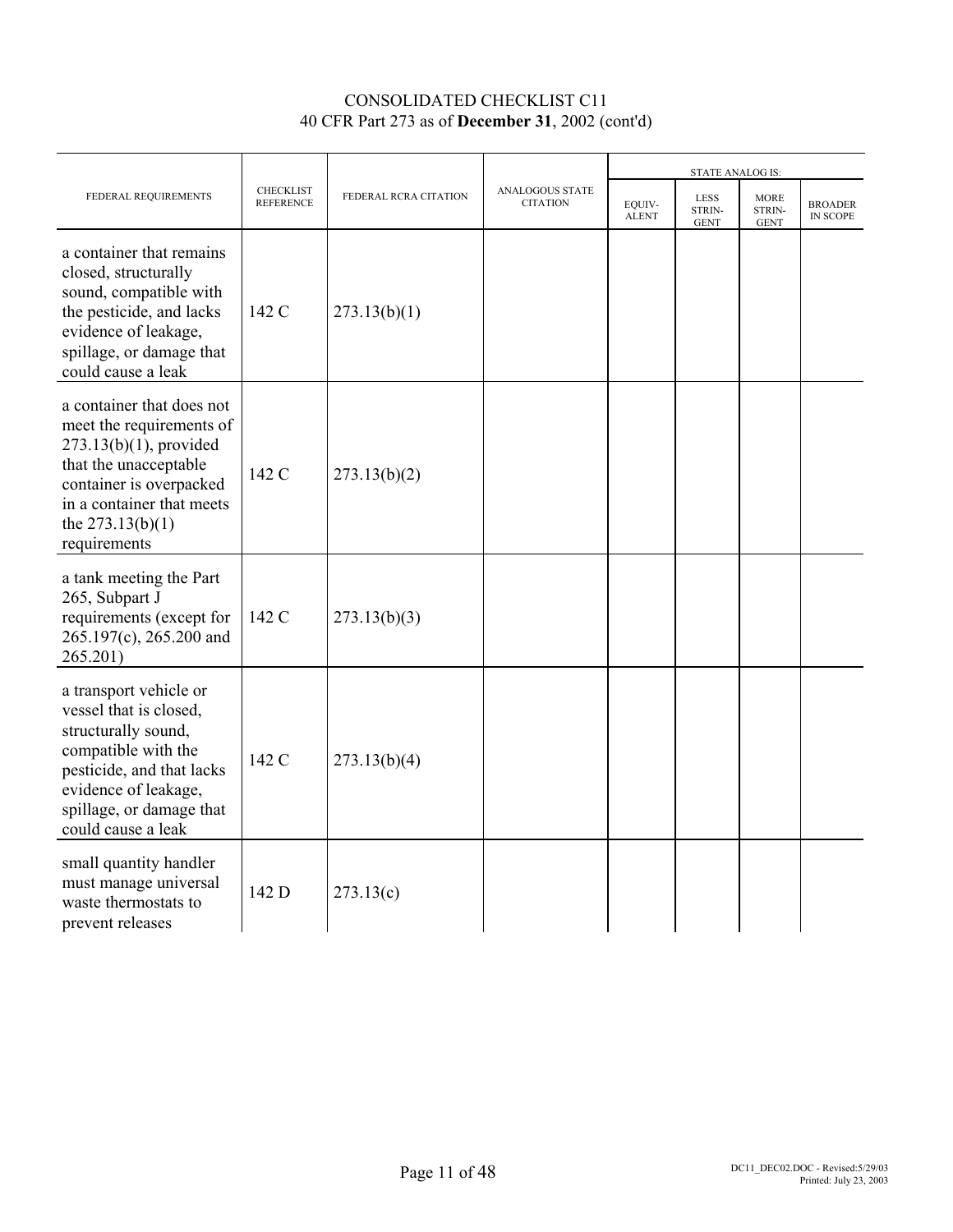CONSOLIDATED CHECKLIST C11
40 CFR Part 273 as of **December 31**, 2002 (cont'd)

| FEDERAL REQUIREMENTS | CHECKLIST REFERENCE | FEDERAL RCRA CITATION | ANALOGOUS STATE CITATION | STATE ANALOG IS: | | | |
|---|---|---|---|---|---|---|---|
| | | | | EQUIV-ALENT | LESS STRIN-GENT | MORE STRIN-GENT | BROADER IN SCOPE |
| a container that remains closed, structurally sound, compatible with the pesticide, and lacks evidence of leakage, spillage, or damage that could cause a leak | 142 C | 273.13(b)(1) | | | | | |
| a container that does not meet the requirements of 273.13(b)(1), provided that the unacceptable container is overpacked in a container that meets the 273.13(b)(1) requirements | 142 C | 273.13(b)(2) | | | | | |
| a tank meeting the Part 265, Subpart J requirements (except for 265.197(c), 265.200 and 265.201) | 142 C | 273.13(b)(3) | | | | | |
| a transport vehicle or vessel that is closed, structurally sound, compatible with the pesticide, and that lacks evidence of leakage, spillage, or damage that could cause a leak | 142 C | 273.13(b)(4) | | | | | |
| small quantity handler must manage universal waste thermostats to prevent releases | 142 D | 273.13(c) | | | | | |

DC11_DEC02.DOC - Revised:5/29/03
Printed: July 23, 2003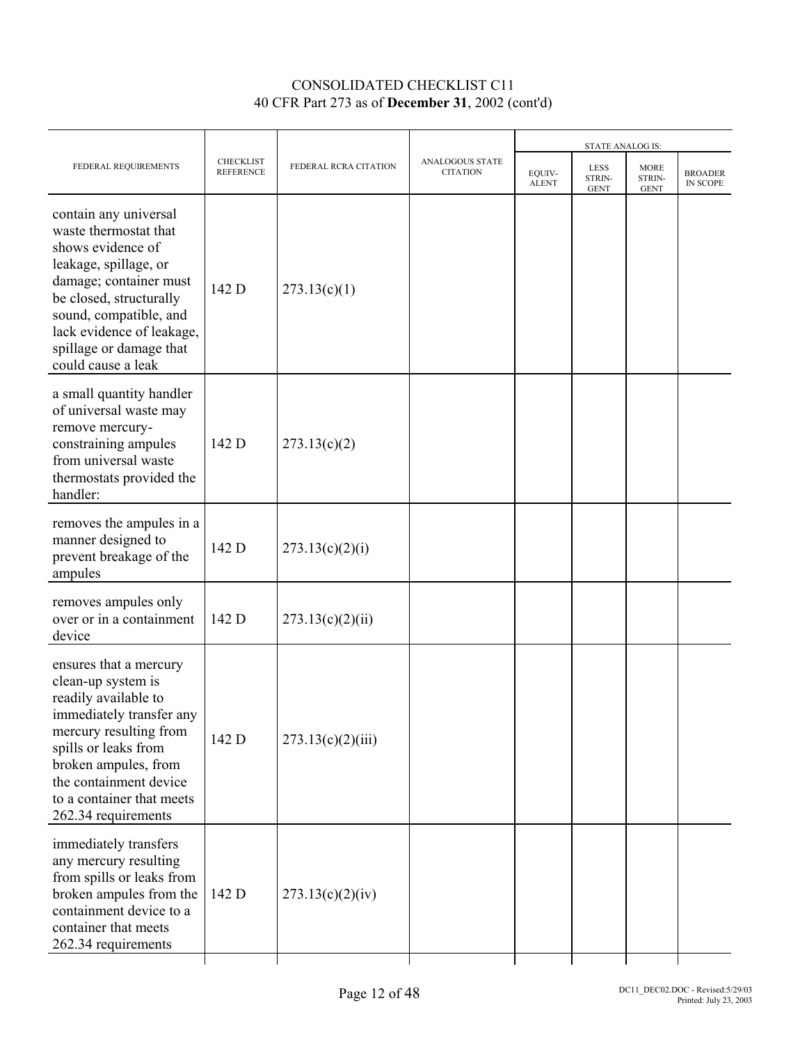CONSOLIDATED CHECKLIST C11
40 CFR Part 273 as of **December 31**, 2002 (cont'd)

| FEDERAL REQUIREMENTS | CHECKLIST REFERENCE | FEDERAL RCRA CITATION | ANALOGOUS STATE CITATION | STATE ANALOG IS: | | | |
|---|---|---|---|---|---|---|---|
| | | | | EQUIV-ALENT | LESS STRIN-GENT | MORE STRIN-GENT | BROADER IN SCOPE |
| contain any universal waste thermostat that shows evidence of leakage, spillage, or damage; container must be closed, structurally sound, compatible, and lack evidence of leakage, spillage or damage that could cause a leak | 142 D | 273.13(c)(1) | | | | | |
| a small quantity handler of universal waste may remove mercury-constraining ampules from universal waste thermostats provided the handler: | 142 D | 273.13(c)(2) | | | | | |
| removes the ampules in a manner designed to prevent breakage of the ampules | 142 D | 273.13(c)(2)(i) | | | | | |
| removes ampules only over or in a containment device | 142 D | 273.13(c)(2)(ii) | | | | | |
| ensures that a mercury clean-up system is readily available to immediately transfer any mercury resulting from spills or leaks from broken ampules, from the containment device to a container that meets 262.34 requirements | 142 D | 273.13(c)(2)(iii) | | | | | |
| immediately transfers any mercury resulting from spills or leaks from broken ampules from the containment device to a container that meets 262.34 requirements | 142 D | 273.13(c)(2)(iv) | | | | | |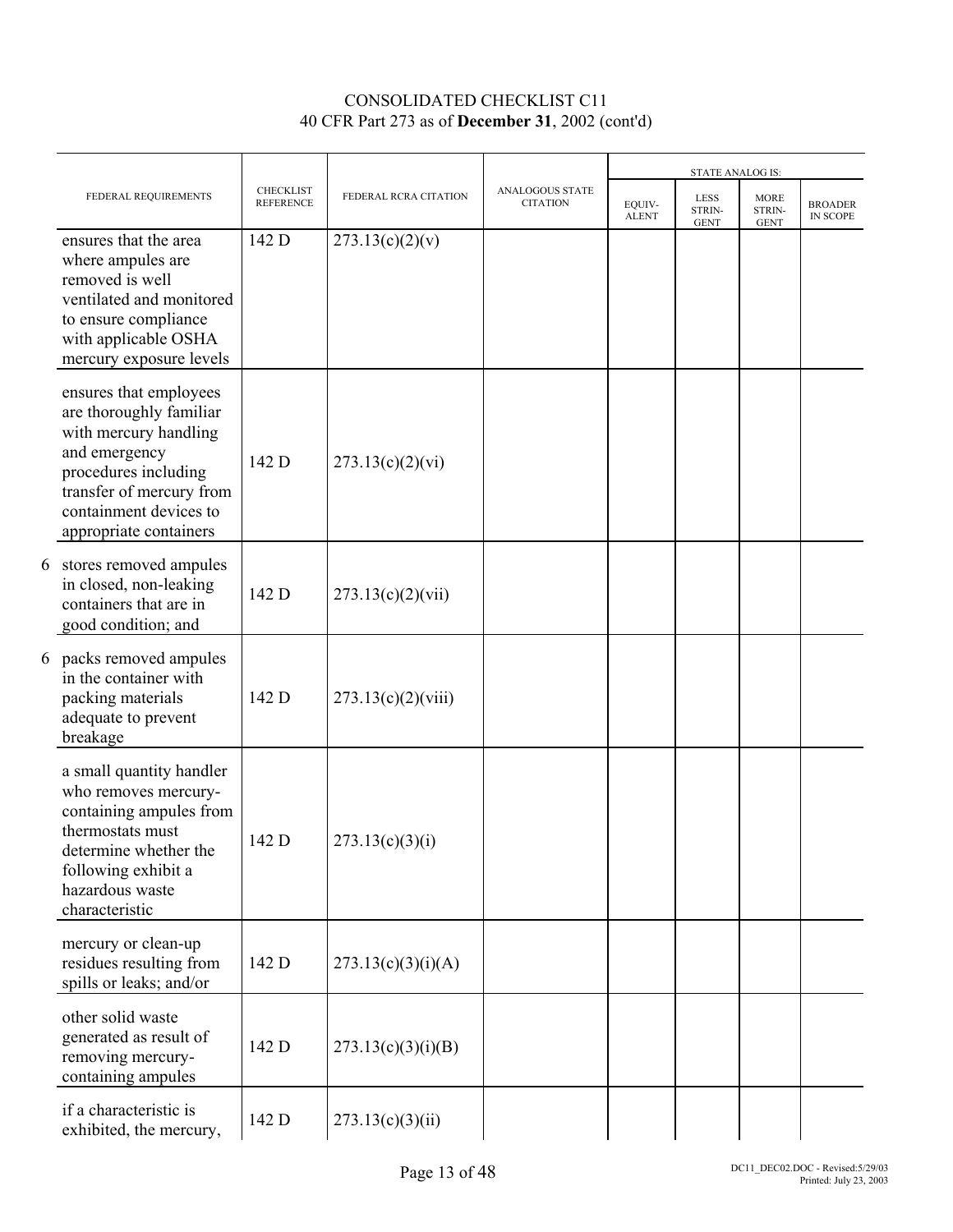CONSOLIDATED CHECKLIST C11
40 CFR Part 273 as of **December 31**, 2002 (cont'd)

| FEDERAL REQUIREMENTS | CHECKLIST REFERENCE | FEDERAL RCRA CITATION | ANALOGOUS STATE CITATION | STATE ANALOG IS: EQUIV-ALENT | LESS STRIN-GENT | MORE STRIN-GENT | BROADER IN SCOPE |
|---|---|---|---|---|---|---|---|
| ensures that the area where ampules are removed is well ventilated and monitored to ensure compliance with applicable OSHA mercury exposure levels | 142 D | 273.13(c)(2)(v) | | | | | |
| ensures that employees are thoroughly familiar with mercury handling and emergency procedures including transfer of mercury from containment devices to appropriate containers | 142 D | 273.13(c)(2)(vi) | | | | | |
| 6 stores removed ampules in closed, non-leaking containers that are in good condition; and | 142 D | 273.13(c)(2)(vii) | | | | | |
| 6 packs removed ampules in the container with packing materials adequate to prevent breakage | 142 D | 273.13(c)(2)(viii) | | | | | |
| a small quantity handler who removes mercury-containing ampules from thermostats must determine whether the following exhibit a hazardous waste characteristic | 142 D | 273.13(c)(3)(i) | | | | | |
| mercury or clean-up residues resulting from spills or leaks; and/or | 142 D | 273.13(c)(3)(i)(A) | | | | | |
| other solid waste generated as result of removing mercury-containing ampules | 142 D | 273.13(c)(3)(i)(B) | | | | | |
| if a characteristic is exhibited, the mercury, | 142 D | 273.13(c)(3)(ii) | | | | | |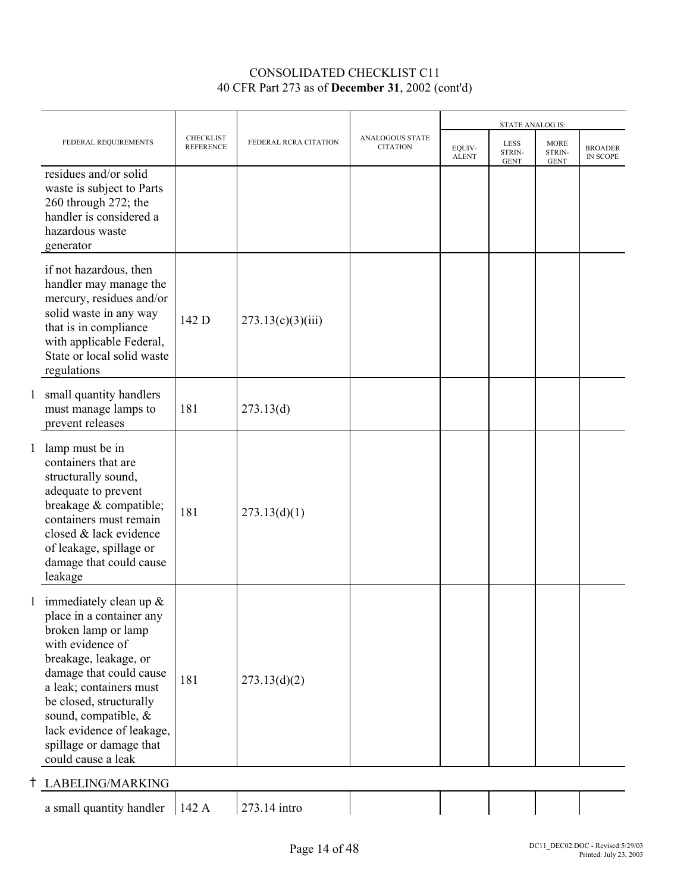# CONSOLIDATED CHECKLIST C11
40 CFR Part 273 as of **December 31**, 2002 (cont'd)

| | FEDERAL REQUIREMENTS | CHECKLIST REFERENCE | FEDERAL RCRA CITATION | ANALOGOUS STATE CITATION | STATE ANALOG IS: EQUIV-ALENT | LESS STRIN-GENT | MORE STRIN-GENT | BROADER IN SCOPE |
|---|---|---|---|---|---|---|---|---|
| | residues and/or solid waste is subject to Parts 260 through 272; the handler is considered a hazardous waste generator | | | | | | | |
| | if not hazardous, then handler may manage the mercury, residues and/or solid waste in any way that is in compliance with applicable Federal, State or local solid waste regulations | 142 D | 273.13(c)(3)(iii) | | | | | |
| 1 | small quantity handlers must manage lamps to prevent releases | 181 | 273.13(d) | | | | | |
| 1 | lamp must be in containers that are structurally sound, adequate to prevent breakage & compatible; containers must remain closed & lack evidence of leakage, spillage or damage that could cause leakage | 181 | 273.13(d)(1) | | | | | |
| 1 | immediately clean up & place in a container any broken lamp or lamp with evidence of breakage, leakage, or damage that could cause a leak; containers must be closed, structurally sound, compatible, & lack evidence of leakage, spillage or damage that could cause a leak | 181 | 273.13(d)(2) | | | | | |
| † | LABELING/MARKING | | | | | | | |
| | a small quantity handler | 142 A | 273.14 intro | | | | | |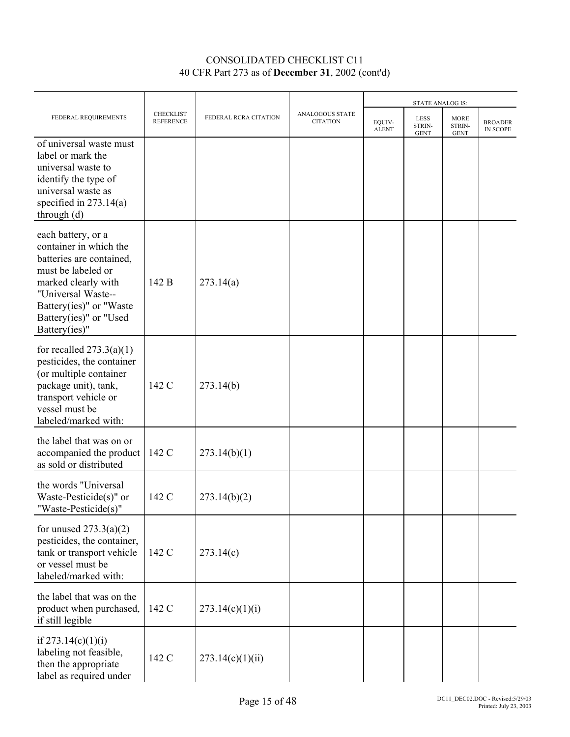CONSOLIDATED CHECKLIST C11
40 CFR Part 273 as of **December 31**, 2002 (cont'd)

| FEDERAL REQUIREMENTS | CHECKLIST REFERENCE | FEDERAL RCRA CITATION | ANALOGOUS STATE CITATION | STATE ANALOG IS: | | | |
|---|---|---|---|---|---|---|---|
| | | | | EQUIV-ALENT | LESS STRIN-GENT | MORE STRIN-GENT | BROADER IN SCOPE |
| of universal waste must label or mark the universal waste to identify the type of universal waste as specified in 273.14(a) through (d) | | | | | | | |
| each battery, or a container in which the batteries are contained, must be labeled or marked clearly with "Universal Waste--Battery(ies)" or "Waste Battery(ies)" or "Used Battery(ies)" | 142 B | 273.14(a) | | | | | |
| for recalled 273.3(a)(1) pesticides, the container (or multiple container package unit), tank, transport vehicle or vessel must be labeled/marked with: | 142 C | 273.14(b) | | | | | |
| the label that was on or accompanied the product as sold or distributed | 142 C | 273.14(b)(1) | | | | | |
| the words "Universal Waste-Pesticide(s)" or "Waste-Pesticide(s)" | 142 C | 273.14(b)(2) | | | | | |
| for unused 273.3(a)(2) pesticides, the container, tank or transport vehicle or vessel must be labeled/marked with: | 142 C | 273.14(c) | | | | | |
| the label that was on the product when purchased, if still legible | 142 C | 273.14(c)(1)(i) | | | | | |
| if 273.14(c)(1)(i) labeling not feasible, then the appropriate label as required under | 142 C | 273.14(c)(1)(ii) | | | | | |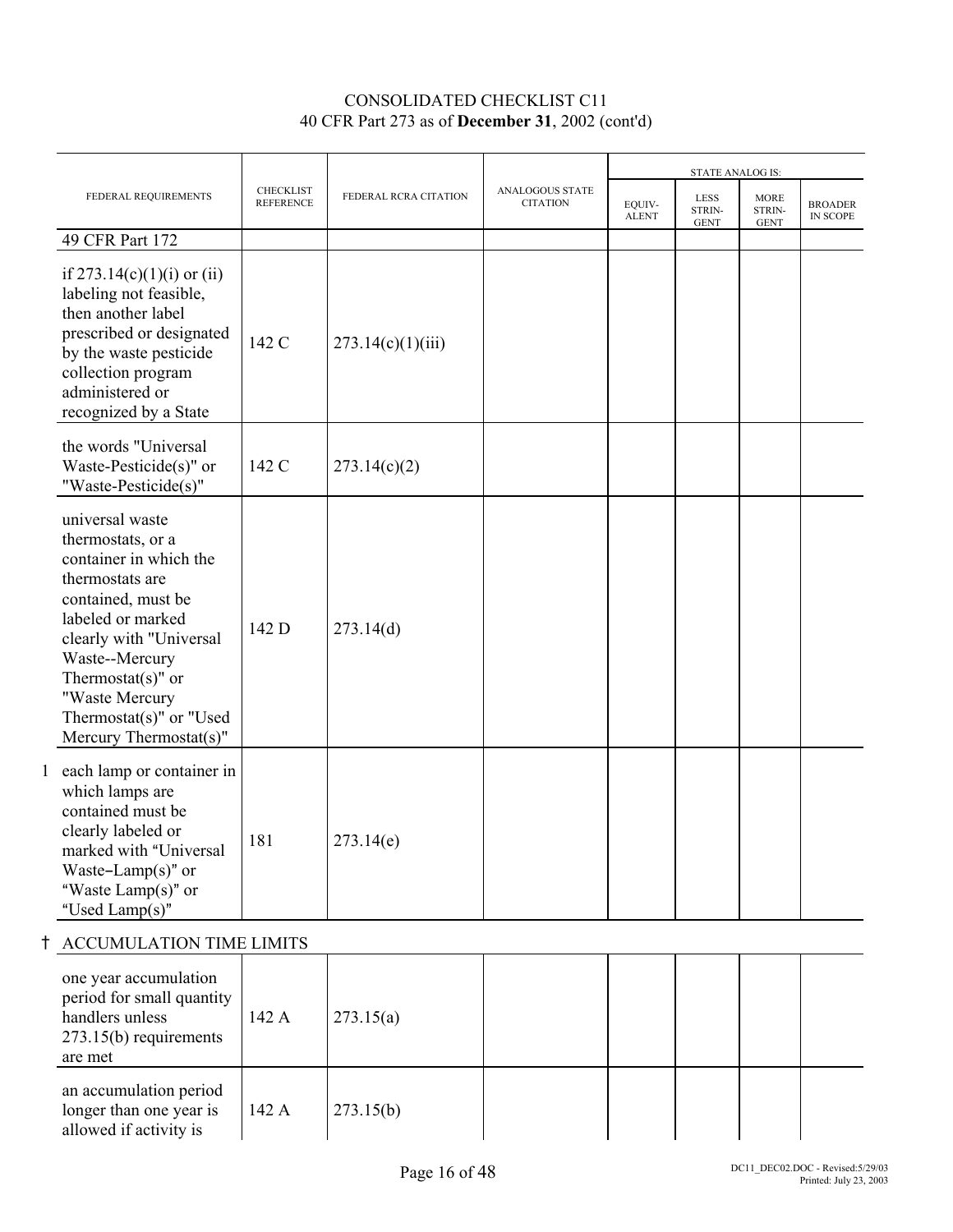CONSOLIDATED CHECKLIST C11
40 CFR Part 273 as of **December 31**, 2002 (cont'd)

| FEDERAL REQUIREMENTS | CHECKLIST REFERENCE | FEDERAL RCRA CITATION | ANALOGOUS STATE CITATION | STATE ANALOG IS: EQUIV-ALENT | LESS STRIN-GENT | MORE STRIN-GENT | BROADER IN SCOPE |
|---|---|---|---|---|---|---|---|
| 49 CFR Part 172 | | | | | | | |
| if 273.14(c)(1)(i) or (ii) labeling not feasible, then another label prescribed or designated by the waste pesticide collection program administered or recognized by a State | 142 C | 273.14(c)(1)(iii) | | | | | |
| the words "Universal Waste-Pesticide(s)" or "Waste-Pesticide(s)" | 142 C | 273.14(c)(2) | | | | | |
| universal waste thermostats, or a container in which the thermostats are contained, must be labeled or marked clearly with "Universal Waste--Mercury Thermostat(s)" or "Waste Mercury Thermostat(s)" or "Used Mercury Thermostat(s)" | 142 D | 273.14(d) | | | | | |
| 1 each lamp or container in which lamps are contained must be clearly labeled or marked with "Universal Waste–Lamp(s)" or "Waste Lamp(s)" or "Used Lamp(s)" | 181 | 273.14(e) | | | | | |
| † ACCUMULATION TIME LIMITS | | | | | | | |
| one year accumulation period for small quantity handlers unless 273.15(b) requirements are met | 142 A | 273.15(a) | | | | | |
| an accumulation period longer than one year is allowed if activity is | 142 A | 273.15(b) | | | | | |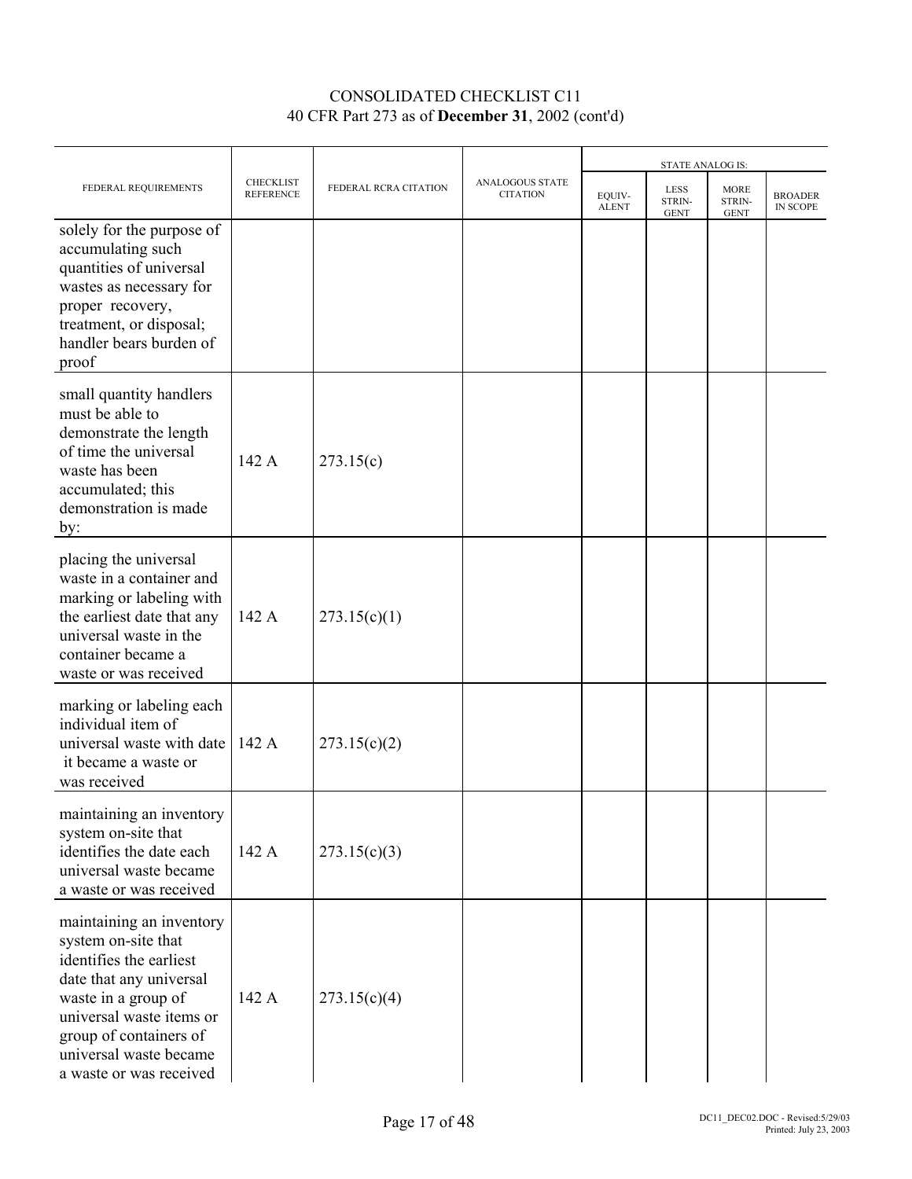CONSOLIDATED CHECKLIST C11
40 CFR Part 273 as of **December 31**, 2002 (cont'd)

| FEDERAL REQUIREMENTS | CHECKLIST REFERENCE | FEDERAL RCRA CITATION | ANALOGOUS STATE CITATION | STATE ANALOG IS: | | | |
|---|---|---|---|---|---|---|---|
| | | | | EQUIV-ALENT | LESS STRIN-GENT | MORE STRIN-GENT | BROADER IN SCOPE |
| solely for the purpose of accumulating such quantities of universal wastes as necessary for proper recovery, treatment, or disposal; handler bears burden of proof | | | | | | | |
| small quantity handlers must be able to demonstrate the length of time the universal waste has been accumulated; this demonstration is made by: | 142 A | 273.15(c) | | | | | |
| placing the universal waste in a container and marking or labeling with the earliest date that any universal waste in the container became a waste or was received | 142 A | 273.15(c)(1) | | | | | |
| marking or labeling each individual item of universal waste with date it became a waste or was received | 142 A | 273.15(c)(2) | | | | | |
| maintaining an inventory system on-site that identifies the date each universal waste became a waste or was received | 142 A | 273.15(c)(3) | | | | | |
| maintaining an inventory system on-site that identifies the earliest date that any universal waste in a group of universal waste items or group of containers of universal waste became a waste or was received | 142 A | 273.15(c)(4) | | | | | |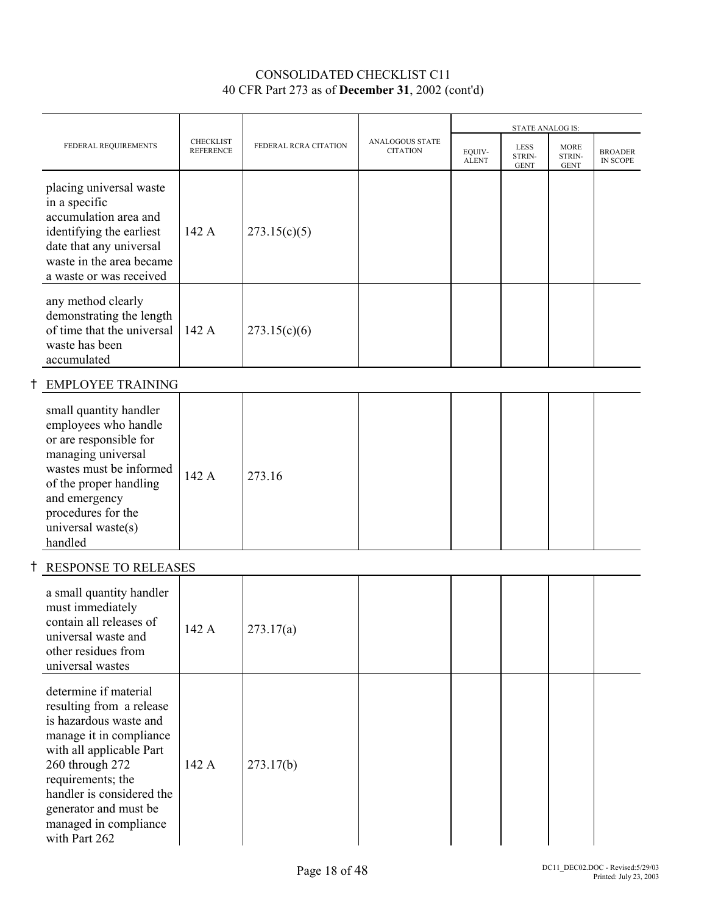# CONSOLIDATED CHECKLIST C11
## 40 CFR Part 273 as of **December 31**, 2002 (cont'd)

| FEDERAL REQUIREMENTS | CHECKLIST REFERENCE | FEDERAL RCRA CITATION | ANALOGOUS STATE CITATION | STATE ANALOG IS: EQUIV-ALENT | LESS STRIN-GENT | MORE STRIN-GENT | BROADER IN SCOPE |
|---|---|---|---|---|---|---|---|
| placing universal waste in a specific accumulation area and identifying the earliest date that any universal waste in the area became a waste or was received | 142 A | 273.15(c)(5) | | | | | |
| any method clearly demonstrating the length of time that the universal waste has been accumulated | 142 A | 273.15(c)(6) | | | | | |
| † EMPLOYEE TRAINING | | | | | | | |
| small quantity handler employees who handle or are responsible for managing universal wastes must be informed of the proper handling and emergency procedures for the universal waste(s) handled | 142 A | 273.16 | | | | | |
| † RESPONSE TO RELEASES | | | | | | | |
| a small quantity handler must immediately contain all releases of universal waste and other residues from universal wastes | 142 A | 273.17(a) | | | | | |
| determine if material resulting from a release is hazardous waste and manage it in compliance with all applicable Part 260 through 272 requirements; the handler is considered the generator and must be managed in compliance with Part 262 | 142 A | 273.17(b) | | | | | |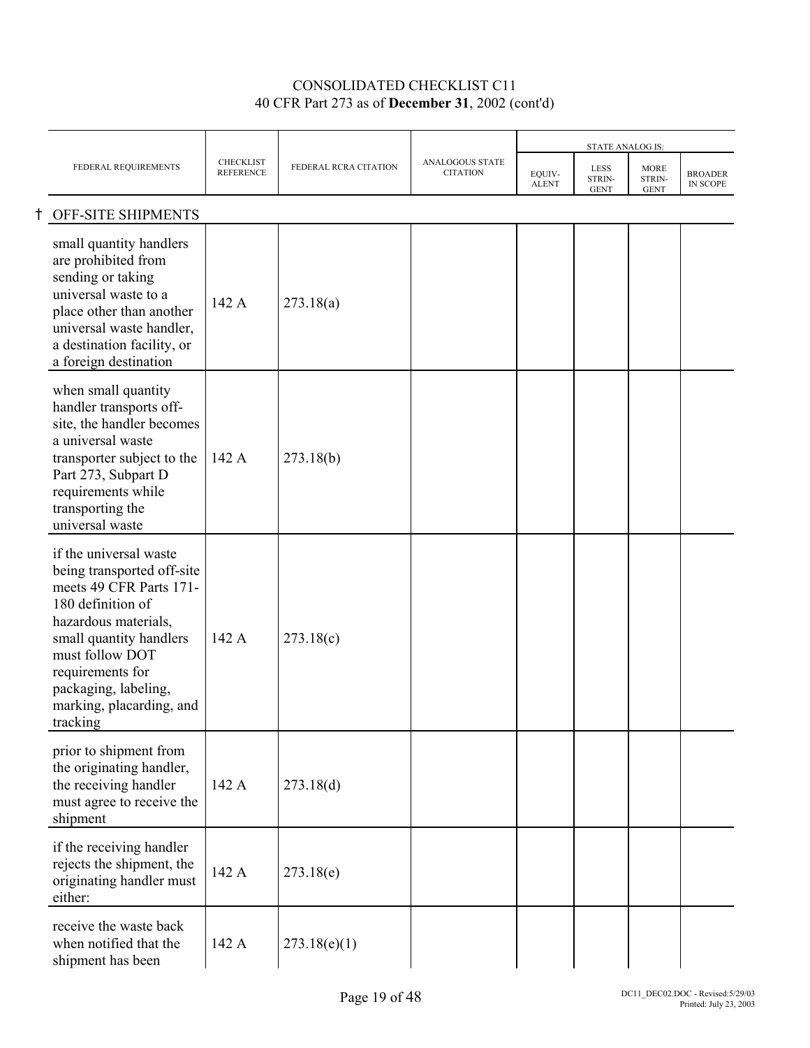CONSOLIDATED CHECKLIST C11
40 CFR Part 273 as of **December 31**, 2002 (cont'd)

| FEDERAL REQUIREMENTS | CHECKLIST REFERENCE | FEDERAL RCRA CITATION | ANALOGOUS STATE CITATION | STATE ANALOG IS: | | | |
|---|---|---|---|---|---|---|---|
| | | | | EQUIV-ALENT | LESS STRIN-GENT | MORE STRIN-GENT | BROADER IN SCOPE |
| † OFF-SITE SHIPMENTS | | | | | | | |
| small quantity handlers are prohibited from sending or taking universal waste to a place other than another universal waste handler, a destination facility, or a foreign destination | 142 A | 273.18(a) | | | | | |
| when small quantity handler transports off-site, the handler becomes a universal waste transporter subject to the Part 273, Subpart D requirements while transporting the universal waste | 142 A | 273.18(b) | | | | | |
| if the universal waste being transported off-site meets 49 CFR Parts 171-180 definition of hazardous materials, small quantity handlers must follow DOT requirements for packaging, labeling, marking, placarding, and tracking | 142 A | 273.18(c) | | | | | |
| prior to shipment from the originating handler, the receiving handler must agree to receive the shipment | 142 A | 273.18(d) | | | | | |
| if the receiving handler rejects the shipment, the originating handler must either: | 142 A | 273.18(e) | | | | | |
| receive the waste back when notified that the shipment has been | 142 A | 273.18(e)(1) | | | | | |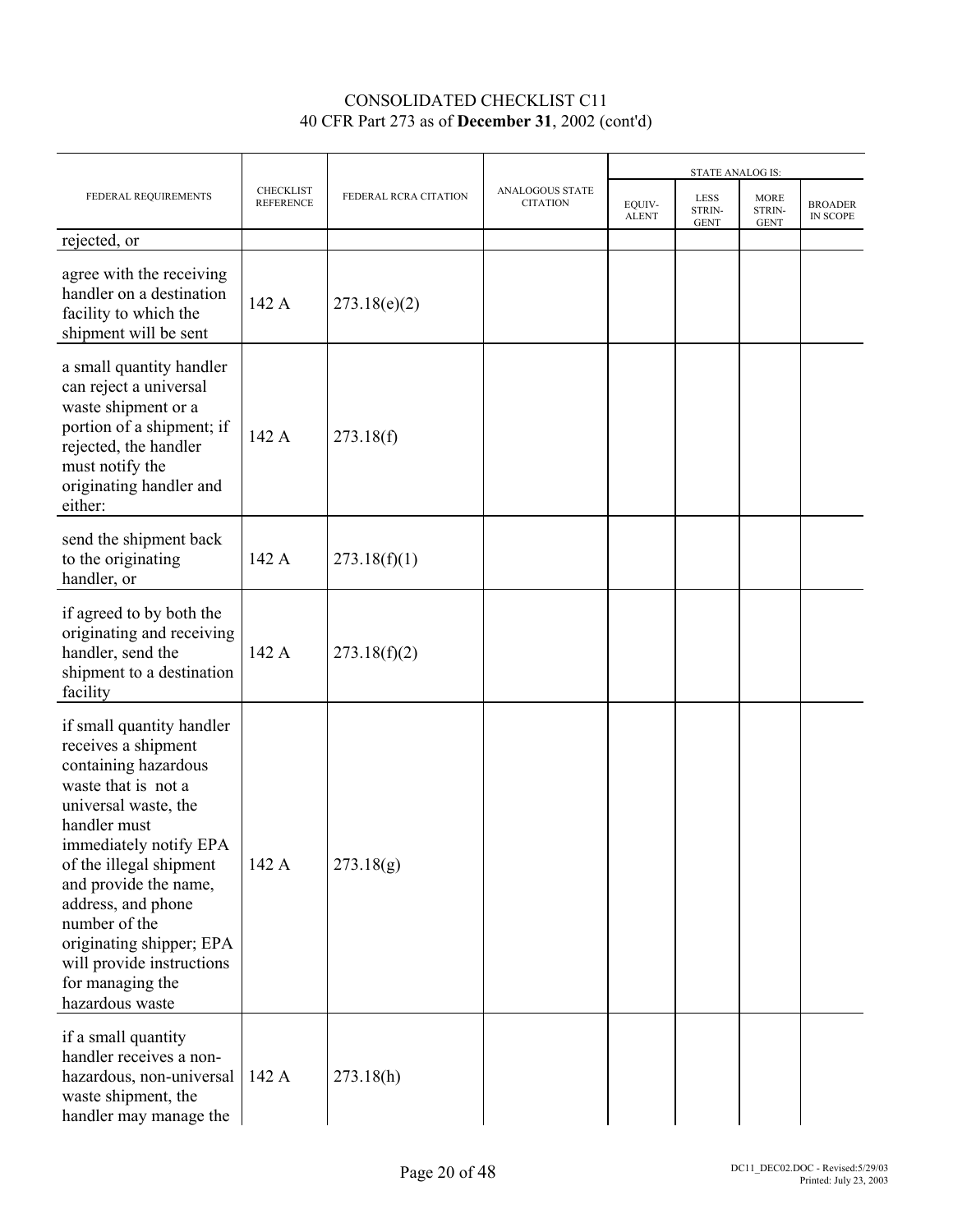# CONSOLIDATED CHECKLIST C11

40 CFR Part 273 as of **December 31**, 2002 (cont'd)

| FEDERAL REQUIREMENTS | CHECKLIST REFERENCE | FEDERAL RCRA CITATION | ANALOGOUS STATE CITATION | STATE ANALOG IS: | | | |
|---|---|---|---|---|---|---|---|
| | | | | EQUIV-ALENT | LESS STRIN-GENT | MORE STRIN-GENT | BROADER IN SCOPE |
| rejected, or | | | | | | | |
| agree with the receiving handler on a destination facility to which the shipment will be sent | 142 A | 273.18(e)(2) | | | | | |
| a small quantity handler can reject a universal waste shipment or a portion of a shipment; if rejected, the handler must notify the originating handler and either: | 142 A | 273.18(f) | | | | | |
| send the shipment back to the originating handler, or | 142 A | 273.18(f)(1) | | | | | |
| if agreed to by both the originating and receiving handler, send the shipment to a destination facility | 142 A | 273.18(f)(2) | | | | | |
| if small quantity handler receives a shipment containing hazardous waste that is not a universal waste, the handler must immediately notify EPA of the illegal shipment and provide the name, address, and phone number of the originating shipper; EPA will provide instructions for managing the hazardous waste | 142 A | 273.18(g) | | | | | |
| if a small quantity handler receives a non-hazardous, non-universal waste shipment, the handler may manage the | 142 A | 273.18(h) | | | | | |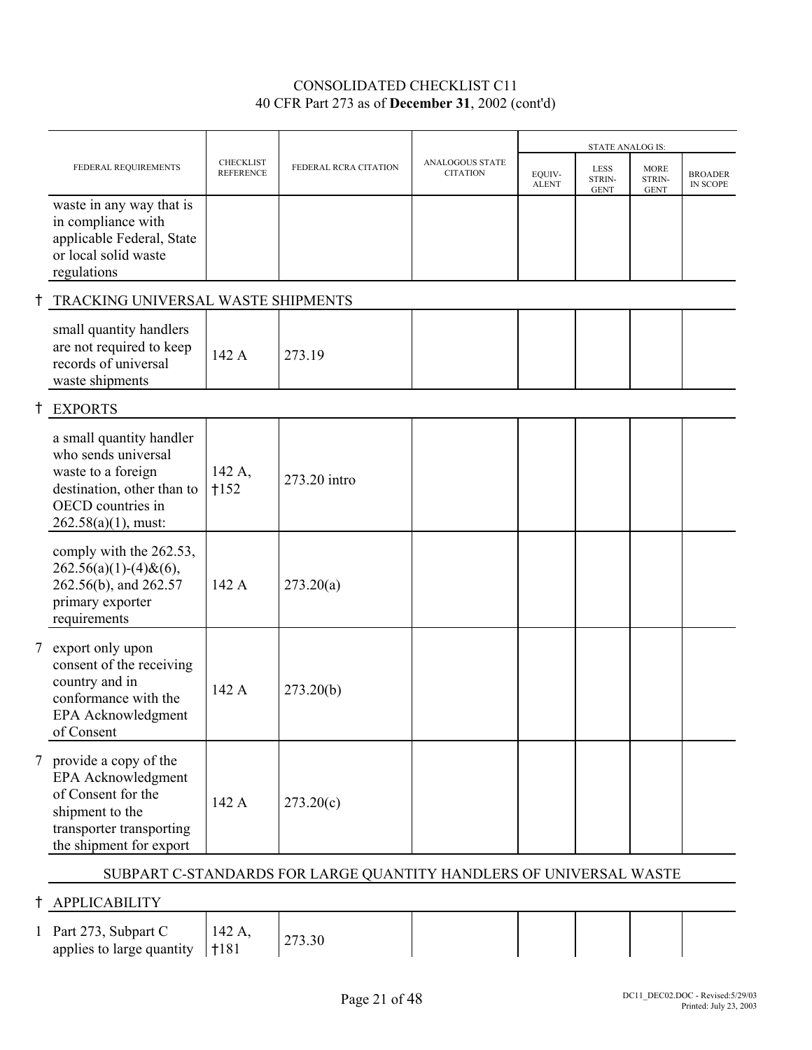CONSOLIDATED CHECKLIST C11
40 CFR Part 273 as of **December 31**, 2002 (cont'd)

| | FEDERAL REQUIREMENTS | CHECKLIST REFERENCE | FEDERAL RCRA CITATION | ANALOGOUS STATE CITATION | STATE ANALOG IS: EQUIV-ALENT | LESS STRIN-GENT | MORE STRIN-GENT | BROADER IN SCOPE |
|---|---|---|---|---|---|---|---|---|
| | waste in any way that is in compliance with applicable Federal, State or local solid waste regulations | | | | | | | |
| † | TRACKING UNIVERSAL WASTE SHIPMENTS | | | | | | | |
| | small quantity handlers are not required to keep records of universal waste shipments | 142 A | 273.19 | | | | | |
| † | EXPORTS | | | | | | | |
| | a small quantity handler who sends universal waste to a foreign destination, other than to OECD countries in 262.58(a)(1), must: | 142 A, †152 | 273.20 intro | | | | | |
| | comply with the 262.53, 262.56(a)(1)-(4)&(6), 262.56(b), and 262.57 primary exporter requirements | 142 A | 273.20(a) | | | | | |
| 7 | export only upon consent of the receiving country and in conformance with the EPA Acknowledgment of Consent | 142 A | 273.20(b) | | | | | |
| 7 | provide a copy of the EPA Acknowledgment of Consent for the shipment to the transporter transporting the shipment for export | 142 A | 273.20(c) | | | | | |
| | SUBPART C-STANDARDS FOR LARGE QUANTITY HANDLERS OF UNIVERSAL WASTE | | | | | | | |
| † | APPLICABILITY | | | | | | | |
| 1 | Part 273, Subpart C applies to large quantity | 142 A, †181 | 273.30 | | | | | |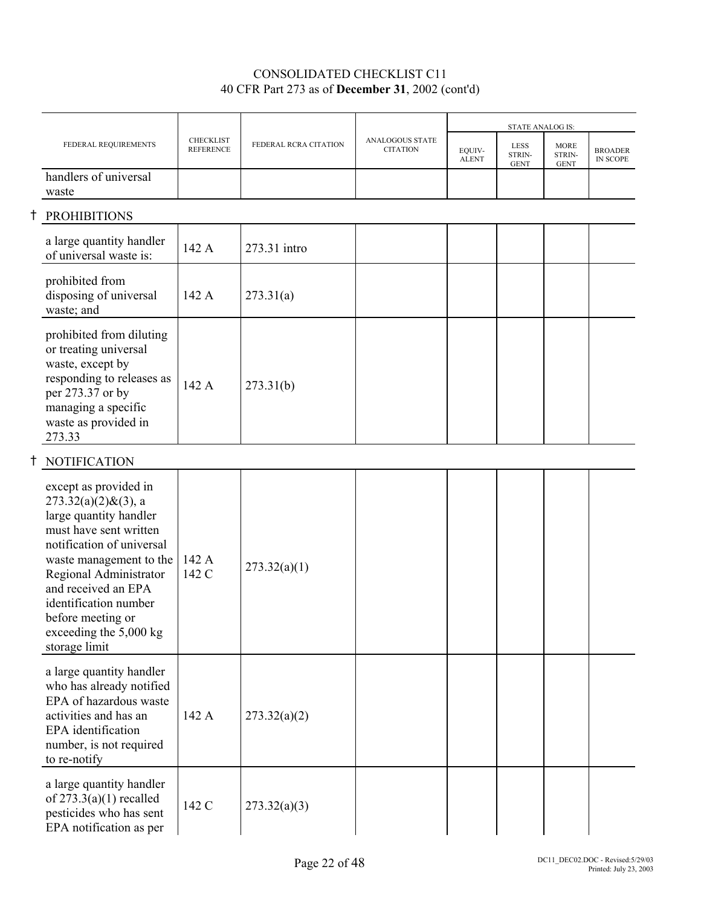## CONSOLIDATED CHECKLIST C11
40 CFR Part 273 as of **December 31**, 2002 (cont'd)

| FEDERAL REQUIREMENTS | CHECKLIST REFERENCE | FEDERAL RCRA CITATION | ANALOGOUS STATE CITATION | STATE ANALOG IS: | | | |
|---|---|---|---|---|---|---|---|
| | | | | EQUIV-ALENT | LESS STRIN-GENT | MORE STRIN-GENT | BROADER IN SCOPE |
| handlers of universal waste | | | | | | | |
| † PROHIBITIONS | | | | | | | |
| a large quantity handler of universal waste is: | 142 A | 273.31 intro | | | | | |
| prohibited from disposing of universal waste; and | 142 A | 273.31(a) | | | | | |
| prohibited from diluting or treating universal waste, except by responding to releases as per 273.37 or by managing a specific waste as provided in 273.33 | 142 A | 273.31(b) | | | | | |
| † NOTIFICATION | | | | | | | |
| except as provided in 273.32(a)(2)&(3), a large quantity handler must have sent written notification of universal waste management to the Regional Administrator and received an EPA identification number before meeting or exceeding the 5,000 kg storage limit | 142 A 142 C | 273.32(a)(1) | | | | | |
| a large quantity handler who has already notified EPA of hazardous waste activities and has an EPA identification number, is not required to re-notify | 142 A | 273.32(a)(2) | | | | | |
| a large quantity handler of 273.3(a)(1) recalled pesticides who has sent EPA notification as per | 142 C | 273.32(a)(3) | | | | | |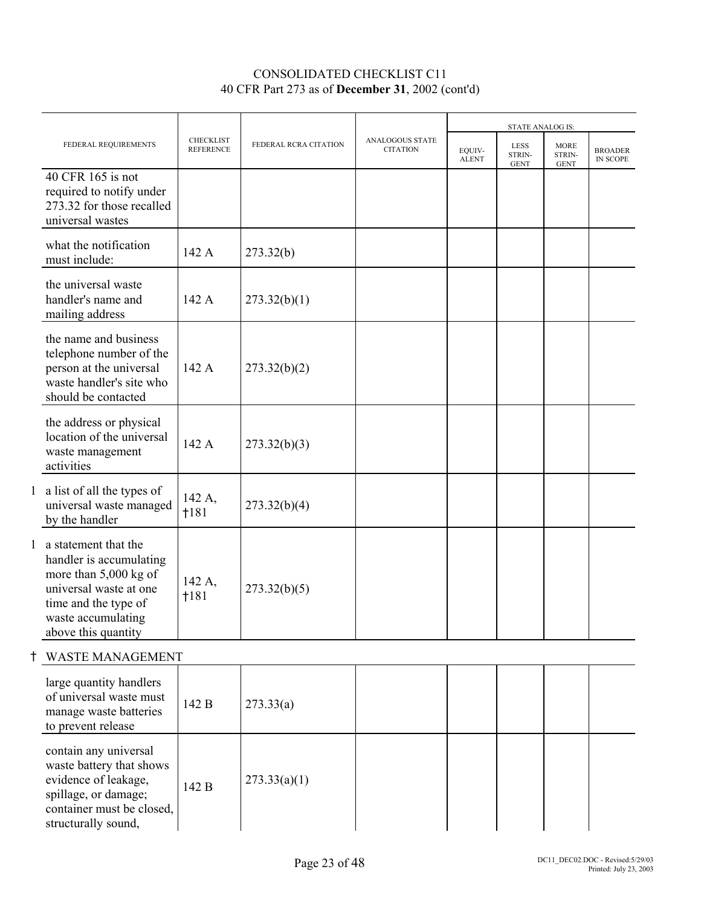# CONSOLIDATED CHECKLIST C11
40 CFR Part 273 as of **December 31**, 2002 (cont'd)

| | FEDERAL REQUIREMENTS | CHECKLIST REFERENCE | FEDERAL RCRA CITATION | ANALOGOUS STATE CITATION | STATE ANALOG IS: | | | |
|---|---|---|---|---|---|---|---|---|
| | | | | | EQUIV-ALENT | LESS STRIN-GENT | MORE STRIN-GENT | BROADER IN SCOPE |
| | 40 CFR 165 is not required to notify under 273.32 for those recalled universal wastes | | | | | | | |
| | what the notification must include: | 142 A | 273.32(b) | | | | | |
| | the universal waste handler's name and mailing address | 142 A | 273.32(b)(1) | | | | | |
| | the name and business telephone number of the person at the universal waste handler's site who should be contacted | 142 A | 273.32(b)(2) | | | | | |
| | the address or physical location of the universal waste management activities | 142 A | 273.32(b)(3) | | | | | |
| 1 | a list of all the types of universal waste managed by the handler | 142 A, †181 | 273.32(b)(4) | | | | | |
| 1 | a statement that the handler is accumulating more than 5,000 kg of universal waste at one time and the type of waste accumulating above this quantity | 142 A, †181 | 273.32(b)(5) | | | | | |
| † | WASTE MANAGEMENT | | | | | | | |
| | large quantity handlers of universal waste must manage waste batteries to prevent release | 142 B | 273.33(a) | | | | | |
| | contain any universal waste battery that shows evidence of leakage, spillage, or damage; container must be closed, structurally sound, | 142 B | 273.33(a)(1) | | | | | |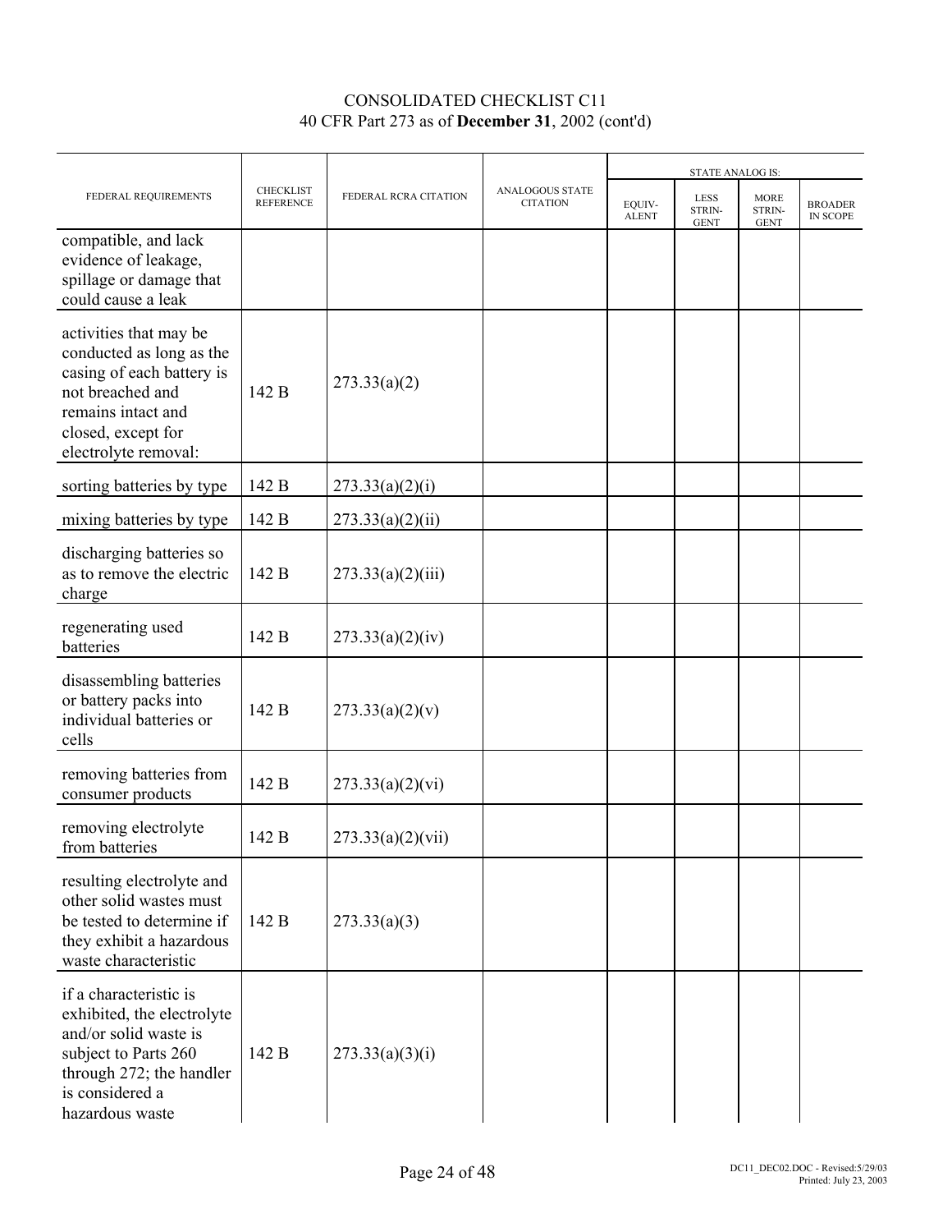CONSOLIDATED CHECKLIST C11
40 CFR Part 273 as of **December 31**, 2002 (cont'd)

| FEDERAL REQUIREMENTS | CHECKLIST REFERENCE | FEDERAL RCRA CITATION | ANALOGOUS STATE CITATION | STATE ANALOG IS: | | | |
|---|---|---|---|---|---|---|---|
| | | | | EQUIV-ALENT | LESS STRIN-GENT | MORE STRIN-GENT | BROADER IN SCOPE |
| compatible, and lack evidence of leakage, spillage or damage that could cause a leak | | | | | | | |
| activities that may be conducted as long as the casing of each battery is not breached and remains intact and closed, except for electrolyte removal: | 142 B | 273.33(a)(2) | | | | | |
| sorting batteries by type | 142 B | 273.33(a)(2)(i) | | | | | |
| mixing batteries by type | 142 B | 273.33(a)(2)(ii) | | | | | |
| discharging batteries so as to remove the electric charge | 142 B | 273.33(a)(2)(iii) | | | | | |
| regenerating used batteries | 142 B | 273.33(a)(2)(iv) | | | | | |
| disassembling batteries or battery packs into individual batteries or cells | 142 B | 273.33(a)(2)(v) | | | | | |
| removing batteries from consumer products | 142 B | 273.33(a)(2)(vi) | | | | | |
| removing electrolyte from batteries | 142 B | 273.33(a)(2)(vii) | | | | | |
| resulting electrolyte and other solid wastes must be tested to determine if they exhibit a hazardous waste characteristic | 142 B | 273.33(a)(3) | | | | | |
| if a characteristic is exhibited, the electrolyte and/or solid waste is subject to Parts 260 through 272; the handler is considered a hazardous waste | 142 B | 273.33(a)(3)(i) | | | | | |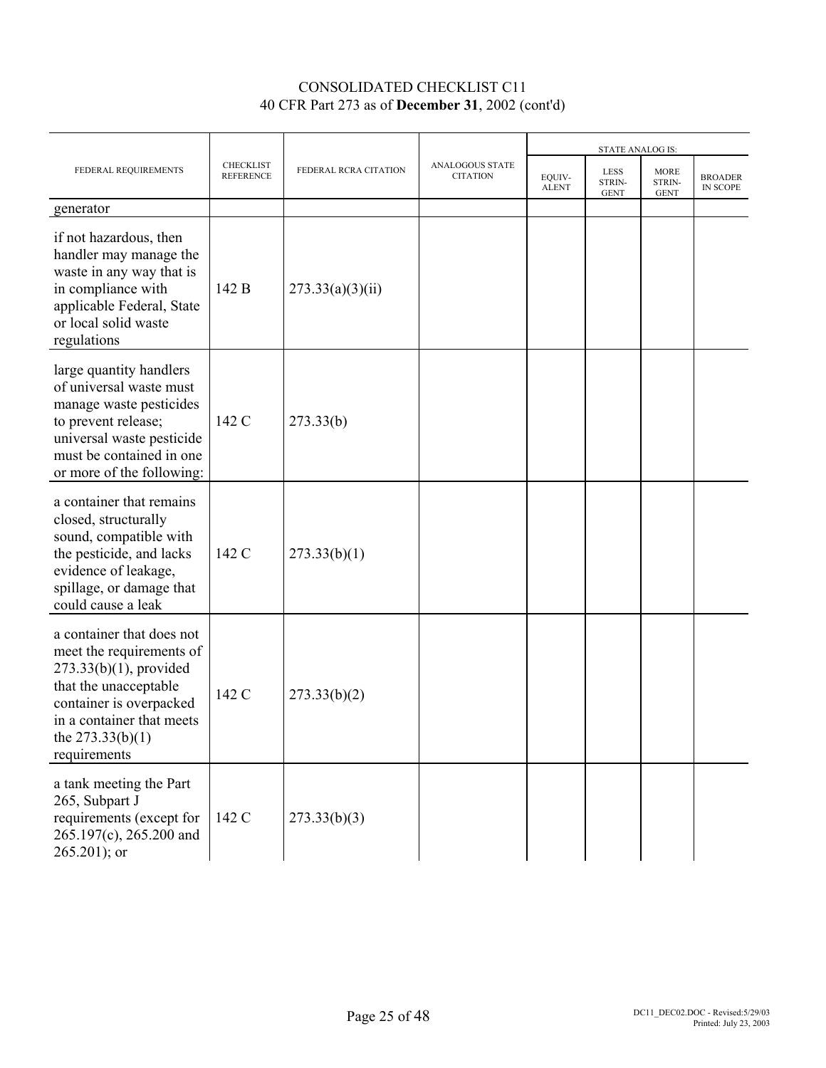CONSOLIDATED CHECKLIST C11
40 CFR Part 273 as of **December 31**, 2002 (cont'd)

| FEDERAL REQUIREMENTS | CHECKLIST REFERENCE | FEDERAL RCRA CITATION | ANALOGOUS STATE CITATION | STATE ANALOG IS: | | | |
|---|---|---|---|---|---|---|---|
| | | | | EQUIVALENT | LESS STRINGENT | MORE STRINGENT | BROADER IN SCOPE |
| generator | | | | | | | |
| if not hazardous, then handler may manage the waste in any way that is in compliance with applicable Federal, State or local solid waste regulations | 142 B | 273.33(a)(3)(ii) | | | | | |
| large quantity handlers of universal waste must manage waste pesticides to prevent release; universal waste pesticide must be contained in one or more of the following: | 142 C | 273.33(b) | | | | | |
| a container that remains closed, structurally sound, compatible with the pesticide, and lacks evidence of leakage, spillage, or damage that could cause a leak | 142 C | 273.33(b)(1) | | | | | |
| a container that does not meet the requirements of 273.33(b)(1), provided that the unacceptable container is overpacked in a container that meets the 273.33(b)(1) requirements | 142 C | 273.33(b)(2) | | | | | |
| a tank meeting the Part 265, Subpart J requirements (except for 265.197(c), 265.200 and 265.201); or | 142 C | 273.33(b)(3) | | | | | |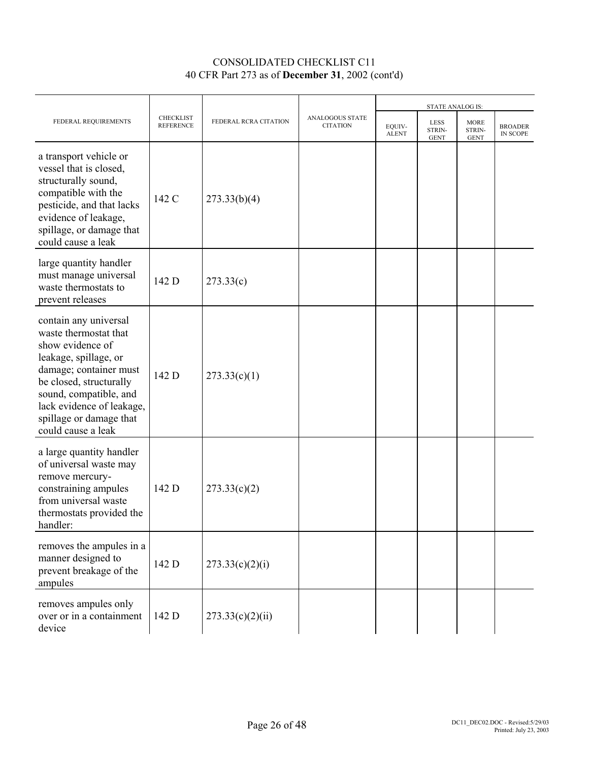CONSOLIDATED CHECKLIST C11
40 CFR Part 273 as of **December 31**, 2002 (cont'd)

| FEDERAL REQUIREMENTS | CHECKLIST REFERENCE | FEDERAL RCRA CITATION | ANALOGOUS STATE CITATION | STATE ANALOG IS: | | | |
|---|---|---|---|---|---|---|---|
| | | | | EQUIV-ALENT | LESS STRIN-GENT | MORE STRIN-GENT | BROADER IN SCOPE |
| a transport vehicle or vessel that is closed, structurally sound, compatible with the pesticide, and that lacks evidence of leakage, spillage, or damage that could cause a leak | 142 C | 273.33(b)(4) | | | | | |
| large quantity handler must manage universal waste thermostats to prevent releases | 142 D | 273.33(c) | | | | | |
| contain any universal waste thermostat that show evidence of leakage, spillage, or damage; container must be closed, structurally sound, compatible, and lack evidence of leakage, spillage or damage that could cause a leak | 142 D | 273.33(c)(1) | | | | | |
| a large quantity handler of universal waste may remove mercury-constraining ampules from universal waste thermostats provided the handler: | 142 D | 273.33(c)(2) | | | | | |
| removes the ampules in a manner designed to prevent breakage of the ampules | 142 D | 273.33(c)(2)(i) | | | | | |
| removes ampules only over or in a containment device | 142 D | 273.33(c)(2)(ii) | | | | | |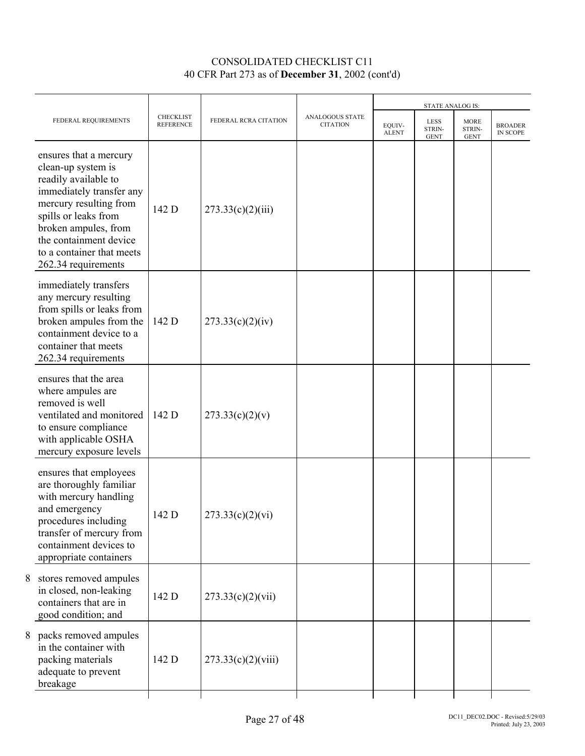CONSOLIDATED CHECKLIST C11

40 CFR Part 273 as of **December 31**, 2002 (cont'd)

| FEDERAL REQUIREMENTS | CHECKLIST REFERENCE | FEDERAL RCRA CITATION | ANALOGOUS STATE CITATION | STATE ANALOG IS: | | | |
|---|---|---|---|---|---|---|---|
| | | | | EQUIV-ALENT | LESS STRIN-GENT | MORE STRIN-GENT | BROADER IN SCOPE |
| ensures that a mercury clean-up system is readily available to immediately transfer any mercury resulting from spills or leaks from broken ampules, from the containment device to a container that meets 262.34 requirements | 142 D | 273.33(c)(2)(iii) | | | | | |
| immediately transfers any mercury resulting from spills or leaks from broken ampules from the containment device to a container that meets 262.34 requirements | 142 D | 273.33(c)(2)(iv) | | | | | |
| ensures that the area where ampules are removed is well ventilated and monitored to ensure compliance with applicable OSHA mercury exposure levels | 142 D | 273.33(c)(2)(v) | | | | | |
| ensures that employees are thoroughly familiar with mercury handling and emergency procedures including transfer of mercury from containment devices to appropriate containers | 142 D | 273.33(c)(2)(vi) | | | | | |
| 8 stores removed ampules in closed, non-leaking containers that are in good condition; and | 142 D | 273.33(c)(2)(vii) | | | | | |
| 8 packs removed ampules in the container with packing materials adequate to prevent breakage | 142 D | 273.33(c)(2)(viii) | | | | | |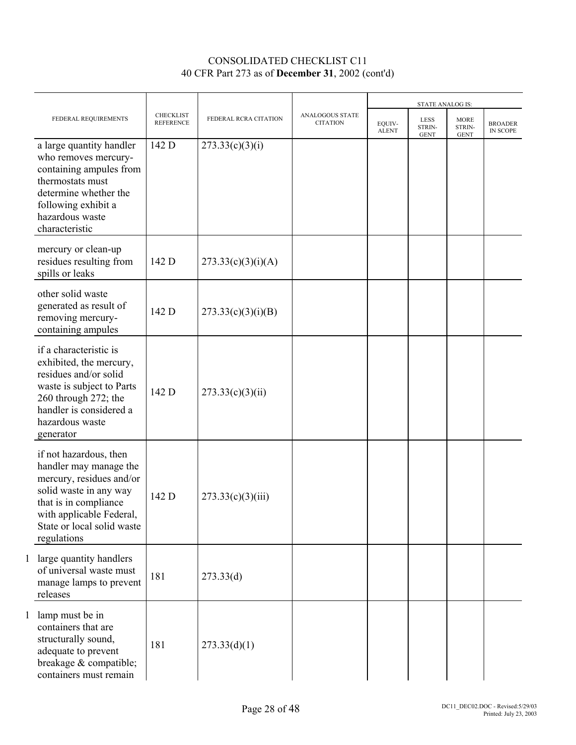CONSOLIDATED CHECKLIST C11
40 CFR Part 273 as of **December 31**, 2002 (cont'd)

| FEDERAL REQUIREMENTS | CHECKLIST REFERENCE | FEDERAL RCRA CITATION | ANALOGOUS STATE CITATION | STATE ANALOG IS: EQUIV-ALENT | LESS STRIN-GENT | MORE STRIN-GENT | BROADER IN SCOPE |
|---|---|---|---|---|---|---|---|
| a large quantity handler who removes mercury-containing ampules from thermostats must determine whether the following exhibit a hazardous waste characteristic | 142 D | 273.33(c)(3)(i) | | | | | |
| mercury or clean-up residues resulting from spills or leaks | 142 D | 273.33(c)(3)(i)(A) | | | | | |
| other solid waste generated as result of removing mercury-containing ampules | 142 D | 273.33(c)(3)(i)(B) | | | | | |
| if a characteristic is exhibited, the mercury, residues and/or solid waste is subject to Parts 260 through 272; the handler is considered a hazardous waste generator | 142 D | 273.33(c)(3)(ii) | | | | | |
| if not hazardous, then handler may manage the mercury, residues and/or solid waste in any way that is in compliance with applicable Federal, State or local solid waste regulations | 142 D | 273.33(c)(3)(iii) | | | | | |
| 1 large quantity handlers of universal waste must manage lamps to prevent releases | 181 | 273.33(d) | | | | | |
| 1 lamp must be in containers that are structurally sound, adequate to prevent breakage & compatible; containers must remain | 181 | 273.33(d)(1) | | | | | |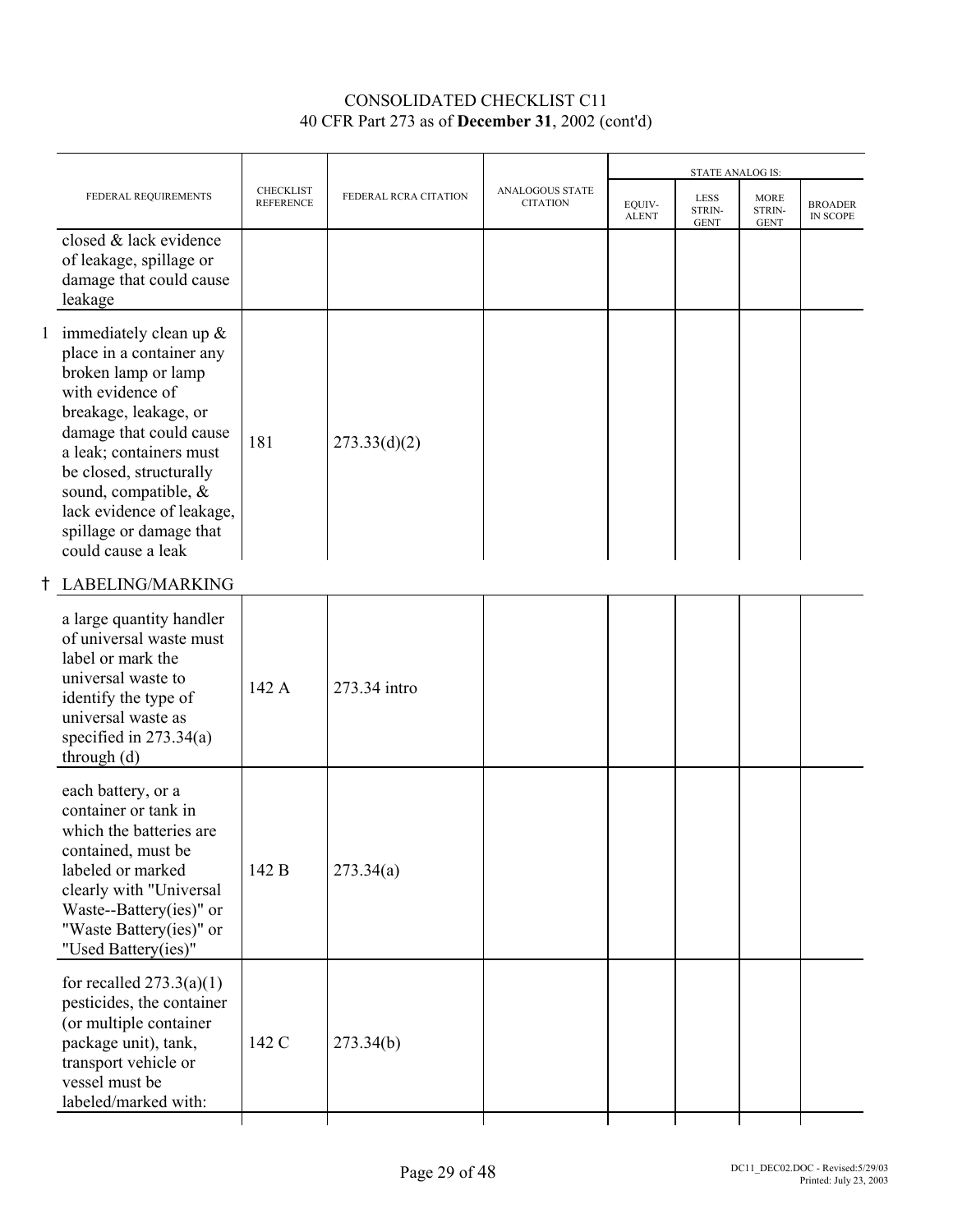# CONSOLIDATED CHECKLIST C11
## 40 CFR Part 273 as of **December 31**, 2002 (cont'd)

| FEDERAL REQUIREMENTS | CHECKLIST REFERENCE | FEDERAL RCRA CITATION | ANALOGOUS STATE CITATION | STATE ANALOG IS: EQUIV-ALENT | LESS STRIN-GENT | MORE STRIN-GENT | BROADER IN SCOPE |
|---|---|---|---|---|---|---|---|
| closed & lack evidence of leakage, spillage or damage that could cause leakage | | | | | | | |
| 1 immediately clean up & place in a container any broken lamp or lamp with evidence of breakage, leakage, or damage that could cause a leak; containers must be closed, structurally sound, compatible, & lack evidence of leakage, spillage or damage that could cause a leak | 181 | 273.33(d)(2) | | | | | |
| † LABELING/MARKING | | | | | | | |
| a large quantity handler of universal waste must label or mark the universal waste to identify the type of universal waste as specified in 273.34(a) through (d) | 142 A | 273.34 intro | | | | | |
| each battery, or a container or tank in which the batteries are contained, must be labeled or marked clearly with "Universal Waste--Battery(ies)" or "Waste Battery(ies)" or "Used Battery(ies)" | 142 B | 273.34(a) | | | | | |
| for recalled 273.3(a)(1) pesticides, the container (or multiple container package unit), tank, transport vehicle or vessel must be labeled/marked with: | 142 C | 273.34(b) | | | | | |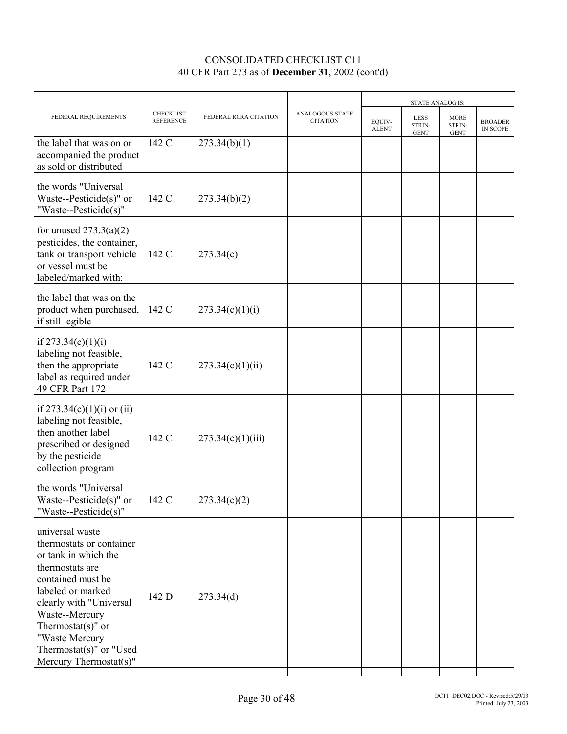CONSOLIDATED CHECKLIST C11
40 CFR Part 273 as of **December 31**, 2002 (cont'd)

| FEDERAL REQUIREMENTS | CHECKLIST REFERENCE | FEDERAL RCRA CITATION | ANALOGOUS STATE CITATION | STATE ANALOG IS: | | | |
|---|---|---|---|---|---|---|---|
| | | | | EQUIV-ALENT | LESS STRIN-GENT | MORE STRIN-GENT | BROADER IN SCOPE |
| the label that was on or accompanied the product as sold or distributed | 142 C | 273.34(b)(1) | | | | | |
| the words "Universal Waste--Pesticide(s)" or "Waste--Pesticide(s)" | 142 C | 273.34(b)(2) | | | | | |
| for unused 273.3(a)(2) pesticides, the container, tank or transport vehicle or vessel must be labeled/marked with: | 142 C | 273.34(c) | | | | | |
| the label that was on the product when purchased, if still legible | 142 C | 273.34(c)(1)(i) | | | | | |
| if 273.34(c)(1)(i) labeling not feasible, then the appropriate label as required under 49 CFR Part 172 | 142 C | 273.34(c)(1)(ii) | | | | | |
| if 273.34(c)(1)(i) or (ii) labeling not feasible, then another label prescribed or designed by the pesticide collection program | 142 C | 273.34(c)(1)(iii) | | | | | |
| the words "Universal Waste--Pesticide(s)" or "Waste--Pesticide(s)" | 142 C | 273.34(c)(2) | | | | | |
| universal waste thermostats or container or tank in which the thermostats are contained must be labeled or marked clearly with "Universal Waste--Mercury Thermostat(s)" or "Waste Mercury Thermostat(s)" or "Used Mercury Thermostat(s)" | 142 D | 273.34(d) | | | | | |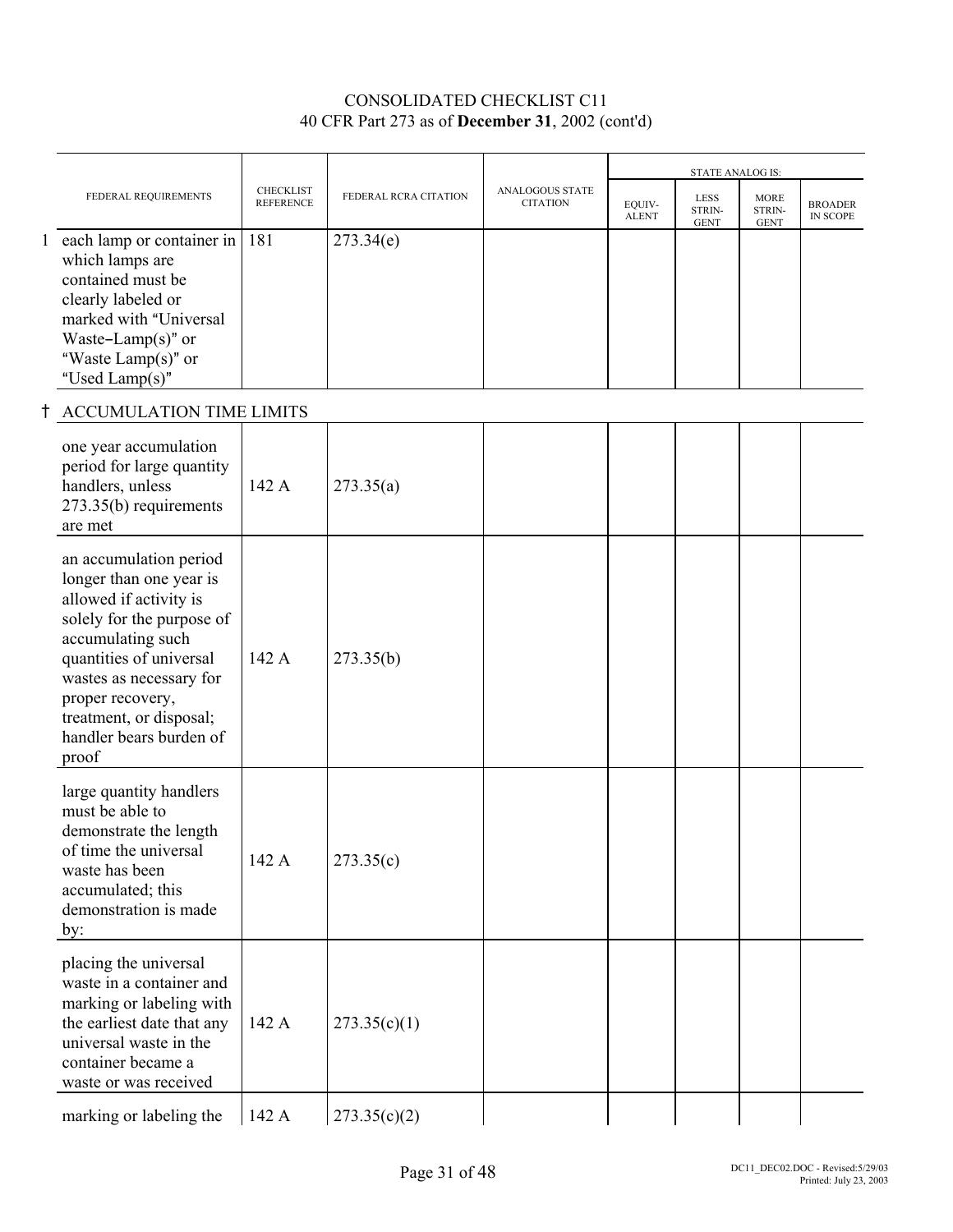CONSOLIDATED CHECKLIST C11
40 CFR Part 273 as of **December 31**, 2002 (cont'd)

| | FEDERAL REQUIREMENTS | CHECKLIST REFERENCE | FEDERAL RCRA CITATION | ANALOGOUS STATE CITATION | STATE ANALOG IS: | | | |
|---|---|---|---|---|---|---|---|---|
| | | | | | EQUIV-ALENT | LESS STRIN-GENT | MORE STRIN-GENT | BROADER IN SCOPE |
| 1 | each lamp or container in which lamps are contained must be clearly labeled or marked with "Universal Waste–Lamp(s)" or "Waste Lamp(s)" or "Used Lamp(s)" | 181 | 273.34(e) | | | | | |
| † | ACCUMULATION TIME LIMITS | | | | | | | |
| | one year accumulation period for large quantity handlers, unless 273.35(b) requirements are met | 142 A | 273.35(a) | | | | | |
| | an accumulation period longer than one year is allowed if activity is solely for the purpose of accumulating such quantities of universal wastes as necessary for proper recovery, treatment, or disposal; handler bears burden of proof | 142 A | 273.35(b) | | | | | |
| | large quantity handlers must be able to demonstrate the length of time the universal waste has been accumulated; this demonstration is made by: | 142 A | 273.35(c) | | | | | |
| | placing the universal waste in a container and marking or labeling with the earliest date that any universal waste in the container became a waste or was received | 142 A | 273.35(c)(1) | | | | | |
| | marking or labeling the | 142 A | 273.35(c)(2) | | | | | |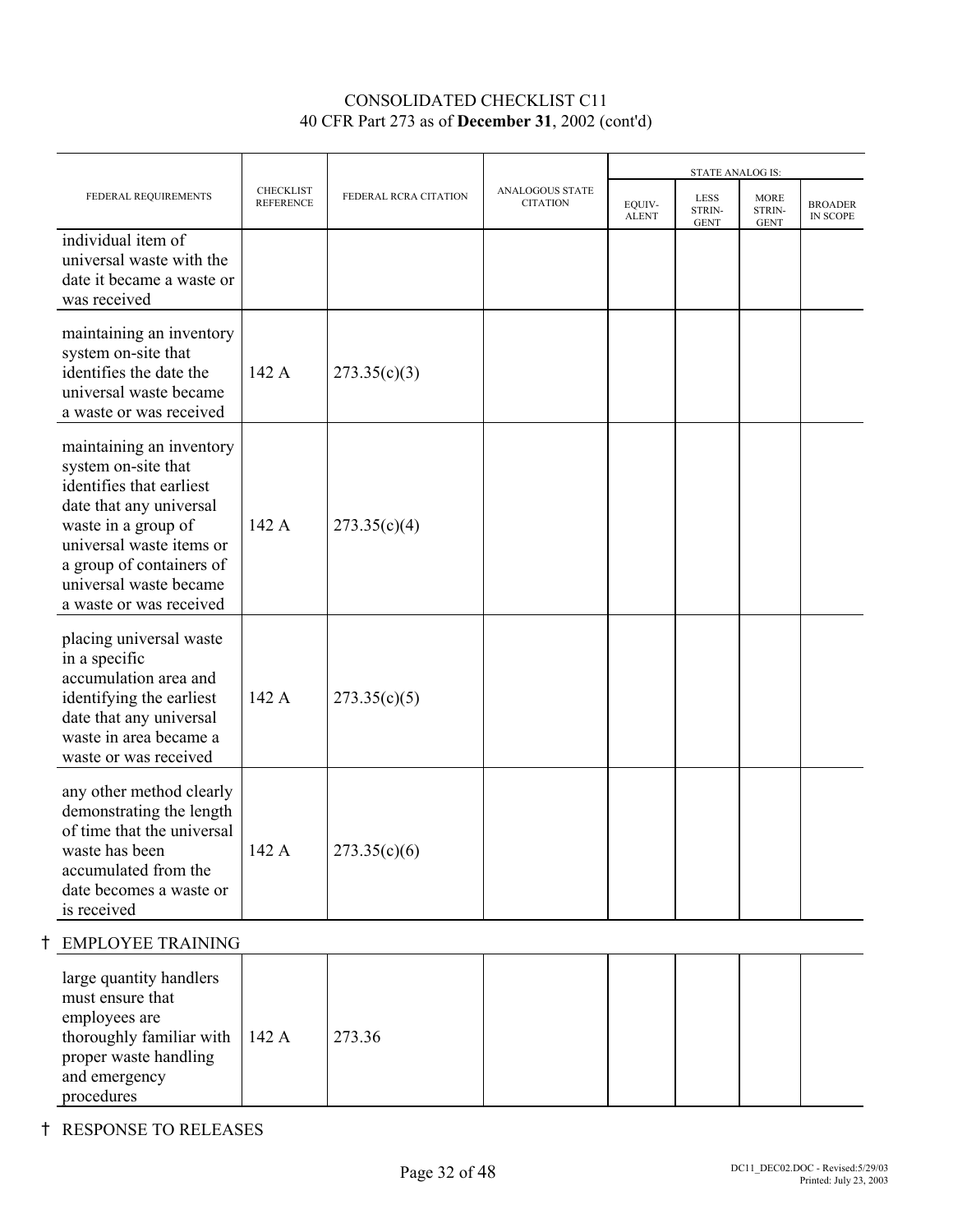CONSOLIDATED CHECKLIST C11
40 CFR Part 273 as of **December 31**, 2002 (cont'd)

| FEDERAL REQUIREMENTS | CHECKLIST REFERENCE | FEDERAL RCRA CITATION | ANALOGOUS STATE CITATION | STATE ANALOG IS: EQUIV-ALENT | LESS STRIN-GENT | MORE STRIN-GENT | BROADER IN SCOPE |
|---|---|---|---|---|---|---|---|
| individual item of universal waste with the date it became a waste or was received | | | | | | | |
| maintaining an inventory system on-site that identifies the date the universal waste became a waste or was received | 142 A | 273.35(c)(3) | | | | | |
| maintaining an inventory system on-site that identifies that earliest date that any universal waste in a group of universal waste items or a group of containers of universal waste became a waste or was received | 142 A | 273.35(c)(4) | | | | | |
| placing universal waste in a specific accumulation area and identifying the earliest date that any universal waste in area became a waste or was received | 142 A | 273.35(c)(5) | | | | | |
| any other method clearly demonstrating the length of time that the universal waste has been accumulated from the date becomes a waste or is received | 142 A | 273.35(c)(6) | | | | | |
| † EMPLOYEE TRAINING | | | | | | | |
| large quantity handlers must ensure that employees are thoroughly familiar with proper waste handling and emergency procedures | 142 A | 273.36 | | | | | |

† RESPONSE TO RELEASES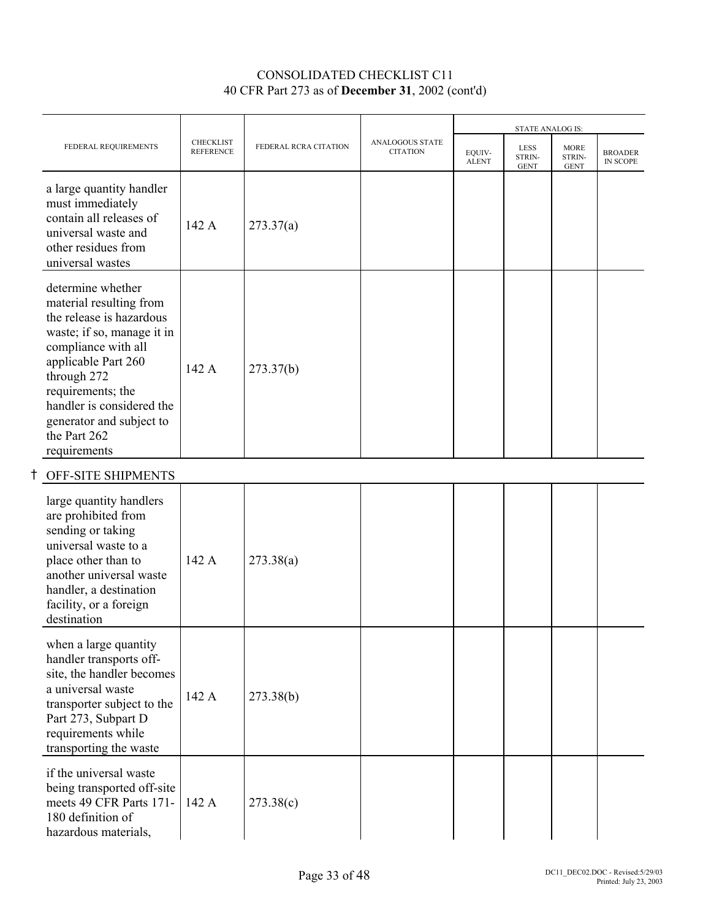CONSOLIDATED CHECKLIST C11
40 CFR Part 273 as of **December 31**, 2002 (cont'd)

| FEDERAL REQUIREMENTS | CHECKLIST REFERENCE | FEDERAL RCRA CITATION | ANALOGOUS STATE CITATION | STATE ANALOG IS: EQUIV-ALENT | LESS STRIN-GENT | MORE STRIN-GENT | BROADER IN SCOPE |
|---|---|---|---|---|---|---|---|
| a large quantity handler must immediately contain all releases of universal waste and other residues from universal wastes | 142 A | 273.37(a) | | | | | |
| determine whether material resulting from the release is hazardous waste; if so, manage it in compliance with all applicable Part 260 through 272 requirements; the handler is considered the generator and subject to the Part 262 requirements | 142 A | 273.37(b) | | | | | |
| † OFF-SITE SHIPMENTS | | | | | | | |
| large quantity handlers are prohibited from sending or taking universal waste to a place other than to another universal waste handler, a destination facility, or a foreign destination | 142 A | 273.38(a) | | | | | |
| when a large quantity handler transports off-site, the handler becomes a universal waste transporter subject to the Part 273, Subpart D requirements while transporting the waste | 142 A | 273.38(b) | | | | | |
| if the universal waste being transported off-site meets 49 CFR Parts 171-180 definition of hazardous materials, | 142 A | 273.38(c) | | | | | |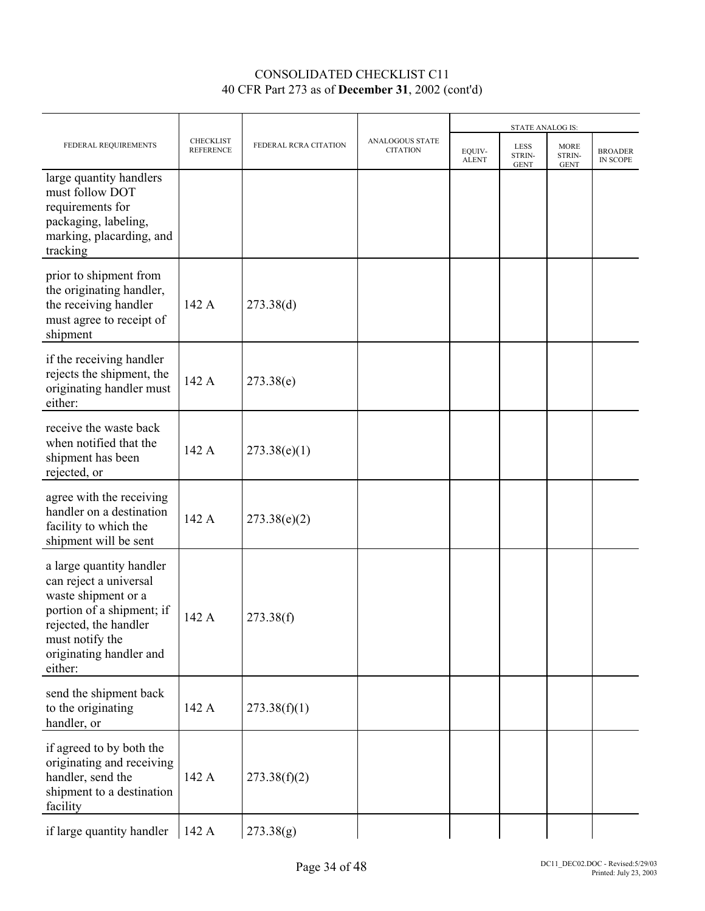CONSOLIDATED CHECKLIST C11
40 CFR Part 273 as of **December 31**, 2002 (cont'd)

| FEDERAL REQUIREMENTS | CHECKLIST REFERENCE | FEDERAL RCRA CITATION | ANALOGOUS STATE CITATION | STATE ANALOG IS: | | | |
|---|---|---|---|---|---|---|---|
| | | | | EQUIV-ALENT | LESS STRIN-GENT | MORE STRIN-GENT | BROADER IN SCOPE |
| large quantity handlers must follow DOT requirements for packaging, labeling, marking, placarding, and tracking | | | | | | | |
| prior to shipment from the originating handler, the receiving handler must agree to receipt of shipment | 142 A | 273.38(d) | | | | | |
| if the receiving handler rejects the shipment, the originating handler must either: | 142 A | 273.38(e) | | | | | |
| receive the waste back when notified that the shipment has been rejected, or | 142 A | 273.38(e)(1) | | | | | |
| agree with the receiving handler on a destination facility to which the shipment will be sent | 142 A | 273.38(e)(2) | | | | | |
| a large quantity handler can reject a universal waste shipment or a portion of a shipment; if rejected, the handler must notify the originating handler and either: | 142 A | 273.38(f) | | | | | |
| send the shipment back to the originating handler, or | 142 A | 273.38(f)(1) | | | | | |
| if agreed to by both the originating and receiving handler, send the shipment to a destination facility | 142 A | 273.38(f)(2) | | | | | |
| if large quantity handler | 142 A | 273.38(g) | | | | | |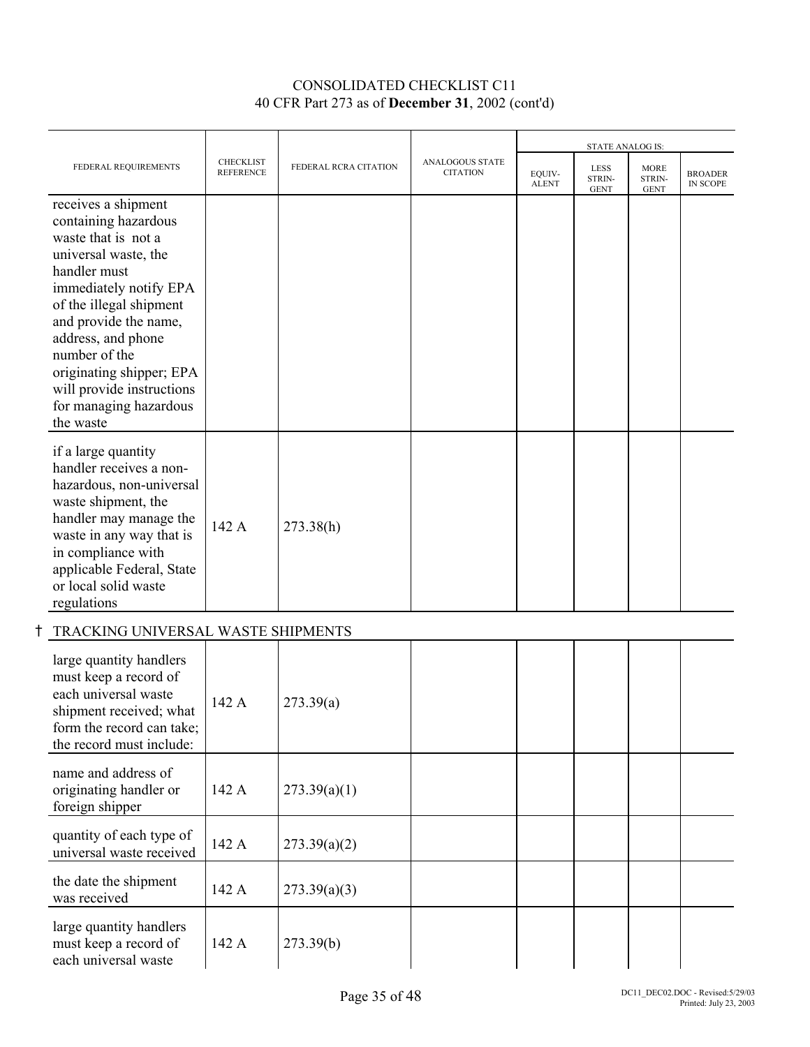CONSOLIDATED CHECKLIST C11
40 CFR Part 273 as of **December 31**, 2002 (cont'd)

| FEDERAL REQUIREMENTS | CHECKLIST REFERENCE | FEDERAL RCRA CITATION | ANALOGOUS STATE CITATION | STATE ANALOG IS: EQUIV-ALENT | LESS STRIN-GENT | MORE STRIN-GENT | BROADER IN SCOPE |
|---|---|---|---|---|---|---|---|
| receives a shipment containing hazardous waste that is not a universal waste, the handler must immediately notify EPA of the illegal shipment and provide the name, address, and phone number of the originating shipper; EPA will provide instructions for managing hazardous the waste | | | | | | | |
| if a large quantity handler receives a non-hazardous, non-universal waste shipment, the handler may manage the waste in any way that is in compliance with applicable Federal, State or local solid waste regulations | 142 A | 273.38(h) | | | | | |
| † TRACKING UNIVERSAL WASTE SHIPMENTS | | | | | | | |
| large quantity handlers must keep a record of each universal waste shipment received; what form the record can take; the record must include: | 142 A | 273.39(a) | | | | | |
| name and address of originating handler or foreign shipper | 142 A | 273.39(a)(1) | | | | | |
| quantity of each type of universal waste received | 142 A | 273.39(a)(2) | | | | | |
| the date the shipment was received | 142 A | 273.39(a)(3) | | | | | |
| large quantity handlers must keep a record of each universal waste | 142 A | 273.39(b) | | | | | |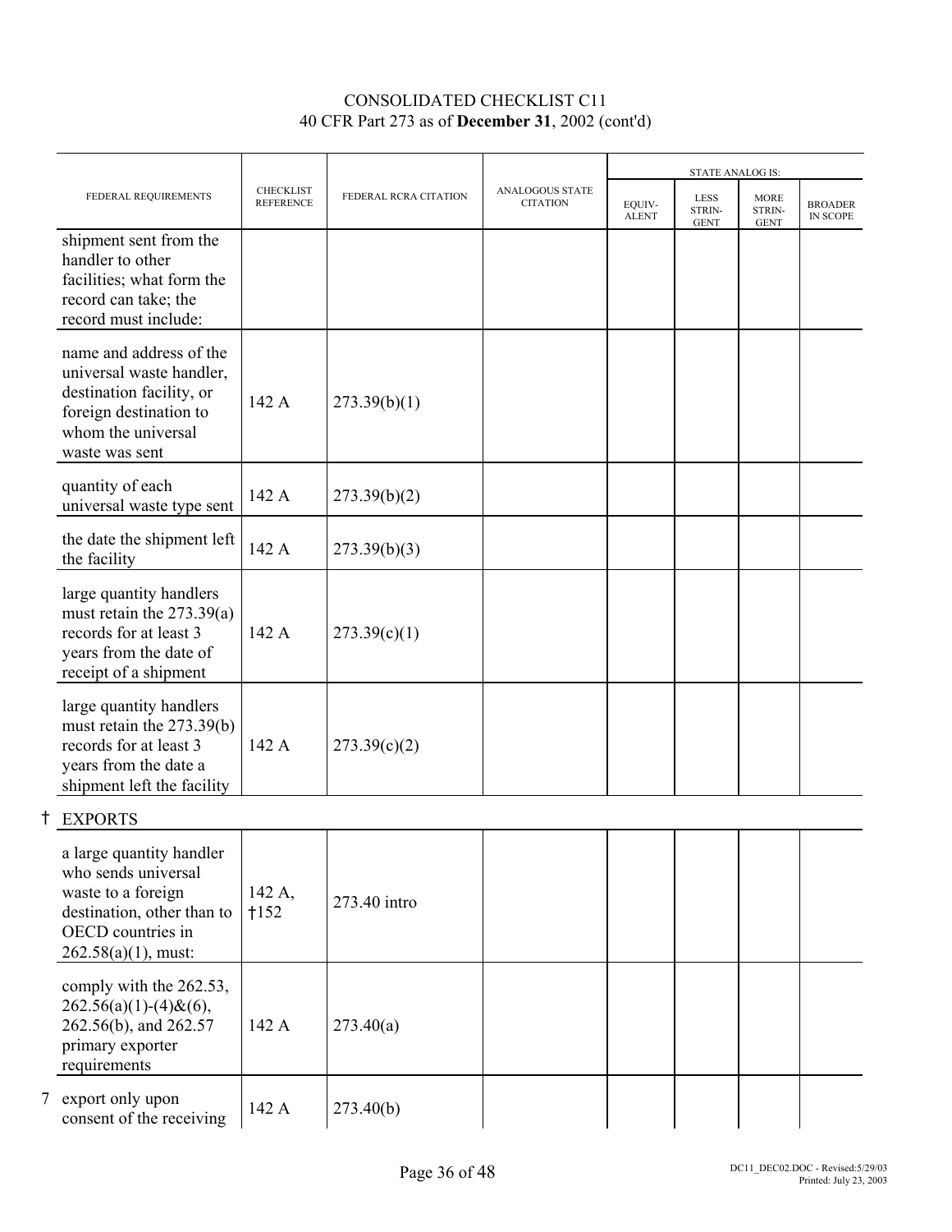CONSOLIDATED CHECKLIST C11
40 CFR Part 273 as of **December 31**, 2002 (cont'd)

| FEDERAL REQUIREMENTS | CHECKLIST REFERENCE | FEDERAL RCRA CITATION | ANALOGOUS STATE CITATION | STATE ANALOG IS: | | | |
|---|---|---|---|---|---|---|---|
| | | | | EQUIV-ALENT | LESS STRIN-GENT | MORE STRIN-GENT | BROADER IN SCOPE |
| shipment sent from the handler to other facilities; what form the record can take; the record must include: | | | | | | | |
| name and address of the universal waste handler, destination facility, or foreign destination to whom the universal waste was sent | 142 A | 273.39(b)(1) | | | | | |
| quantity of each universal waste type sent | 142 A | 273.39(b)(2) | | | | | |
| the date the shipment left the facility | 142 A | 273.39(b)(3) | | | | | |
| large quantity handlers must retain the 273.39(a) records for at least 3 years from the date of receipt of a shipment | 142 A | 273.39(c)(1) | | | | | |
| large quantity handlers must retain the 273.39(b) records for at least 3 years from the date a shipment left the facility | 142 A | 273.39(c)(2) | | | | | |
| † EXPORTS | | | | | | | |
| a large quantity handler who sends universal waste to a foreign destination, other than to OECD countries in 262.58(a)(1), must: | 142 A, †152 | 273.40 intro | | | | | |
| comply with the 262.53, 262.56(a)(1)-(4)&(6), 262.56(b), and 262.57 primary exporter requirements | 142 A | 273.40(a) | | | | | |
| 7 export only upon consent of the receiving | 142 A | 273.40(b) | | | | | |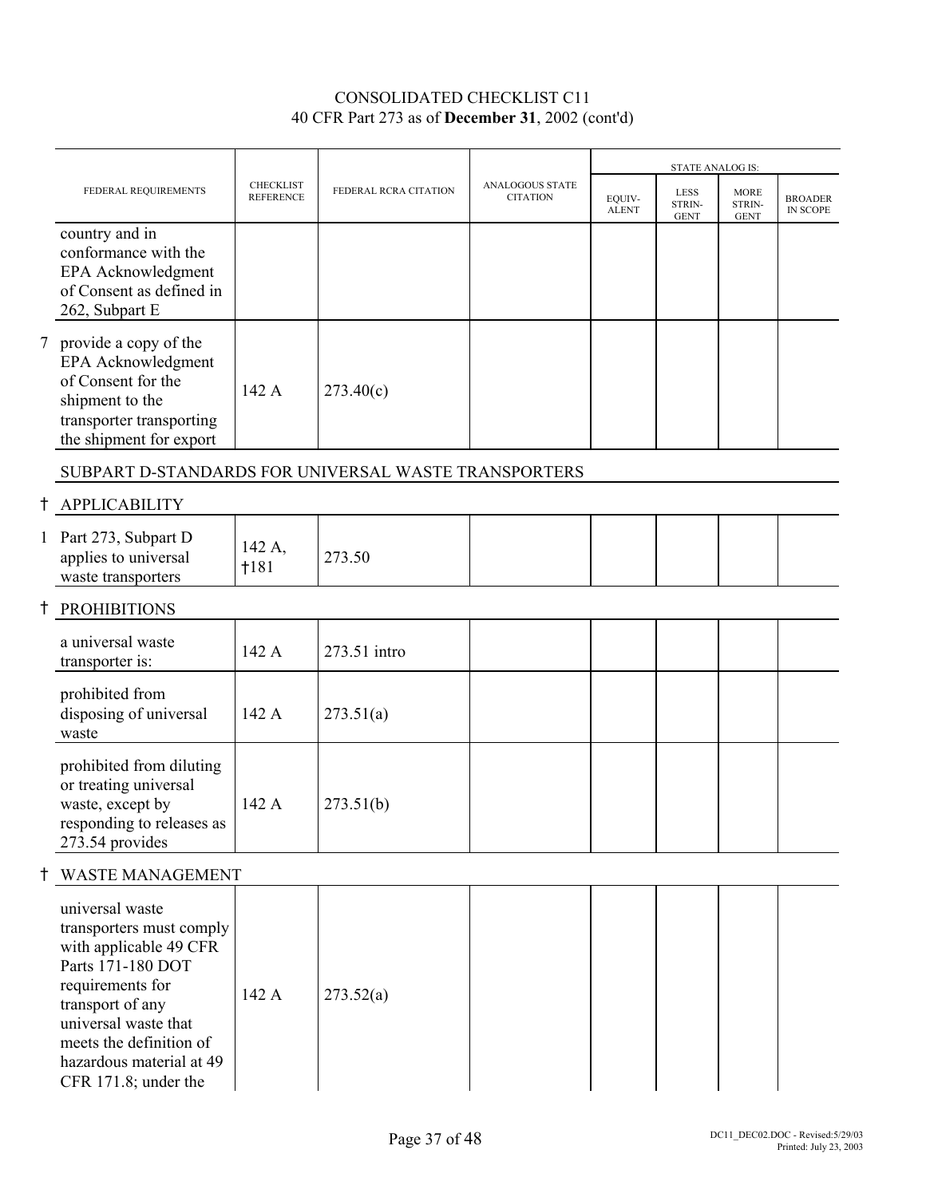CONSOLIDATED CHECKLIST C11
40 CFR Part 273 as of **December 31**, 2002 (cont'd)

| | FEDERAL REQUIREMENTS | CHECKLIST REFERENCE | FEDERAL RCRA CITATION | ANALOGOUS STATE CITATION | STATE ANALOG IS: | | | |
|---|---|---|---|---|---|---|---|---|
| | | | | | EQUIV-ALENT | LESS STRIN-GENT | MORE STRIN-GENT | BROADER IN SCOPE |
| | country and in conformance with the EPA Acknowledgment of Consent as defined in 262, Subpart E | | | | | | | |
| 7 | provide a copy of the EPA Acknowledgment of Consent for the shipment to the transporter transporting the shipment for export | 142 A | 273.40(c) | | | | | |
| | SUBPART D-STANDARDS FOR UNIVERSAL WASTE TRANSPORTERS | | | | | | | |
| † | APPLICABILITY | | | | | | | |
| 1 | Part 273, Subpart D applies to universal waste transporters | 142 A, †181 | 273.50 | | | | | |
| † | PROHIBITIONS | | | | | | | |
| | a universal waste transporter is: | 142 A | 273.51 intro | | | | | |
| | prohibited from disposing of universal waste | 142 A | 273.51(a) | | | | | |
| | prohibited from diluting or treating universal waste, except by responding to releases as 273.54 provides | 142 A | 273.51(b) | | | | | |
| † | WASTE MANAGEMENT | | | | | | | |
| | universal waste transporters must comply with applicable 49 CFR Parts 171-180 DOT requirements for transport of any universal waste that meets the definition of hazardous material at 49 CFR 171.8; under the | 142 A | 273.52(a) | | | | | |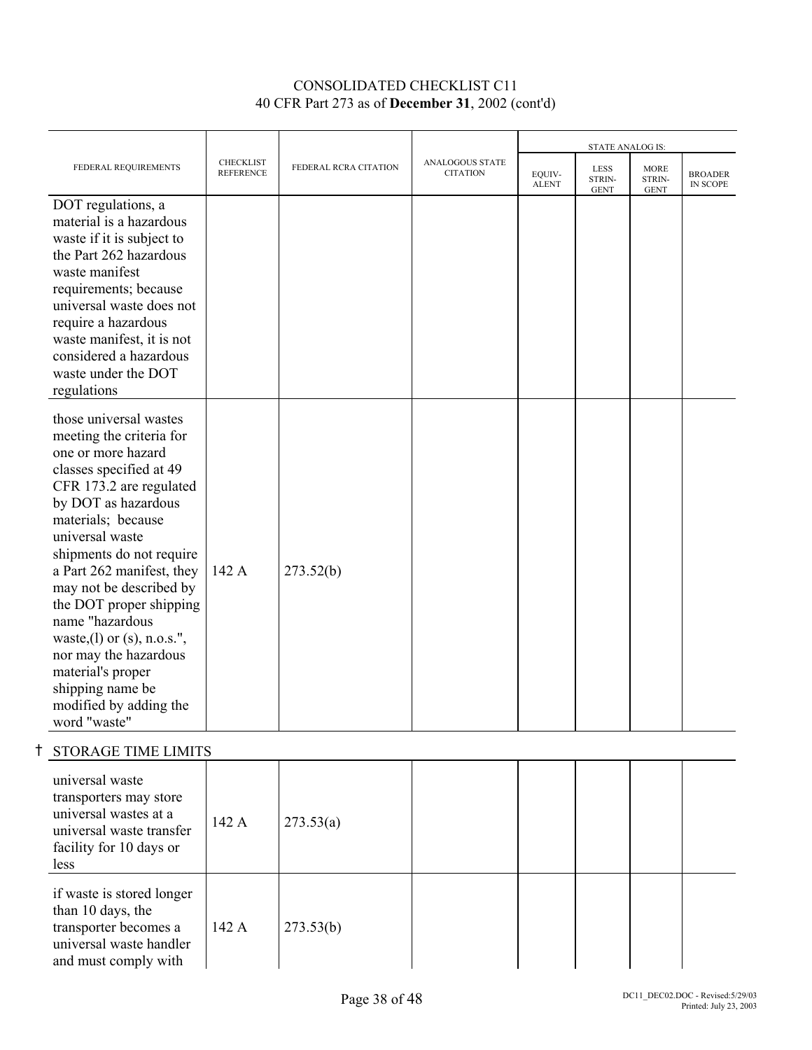# CONSOLIDATED CHECKLIST C11
## 40 CFR Part 273 as of **December 31**, 2002 (cont'd)

| FEDERAL REQUIREMENTS | CHECKLIST REFERENCE | FEDERAL RCRA CITATION | ANALOGOUS STATE CITATION | STATE ANALOG IS: | | | |
|---|---|---|---|---|---|---|---|
| | | | | EQUIV-ALENT | LESS STRIN-GENT | MORE STRIN-GENT | BROADER IN SCOPE |
| DOT regulations, a material is a hazardous waste if it is subject to the Part 262 hazardous waste manifest requirements; because universal waste does not require a hazardous waste manifest, it is not considered a hazardous waste under the DOT regulations | | | | | | | |
| those universal wastes meeting the criteria for one or more hazard classes specified at 49 CFR 173.2 are regulated by DOT as hazardous materials; because universal waste shipments do not require a Part 262 manifest, they may not be described by the DOT proper shipping name "hazardous waste,(l) or (s), n.o.s.", nor may the hazardous material's proper shipping name be modified by adding the word "waste" | 142 A | 273.52(b) | | | | | |
| † STORAGE TIME LIMITS | | | | | | | |
| universal waste transporters may store universal wastes at a universal waste transfer facility for 10 days or less | 142 A | 273.53(a) | | | | | |
| if waste is stored longer than 10 days, the transporter becomes a universal waste handler and must comply with | 142 A | 273.53(b) | | | | | |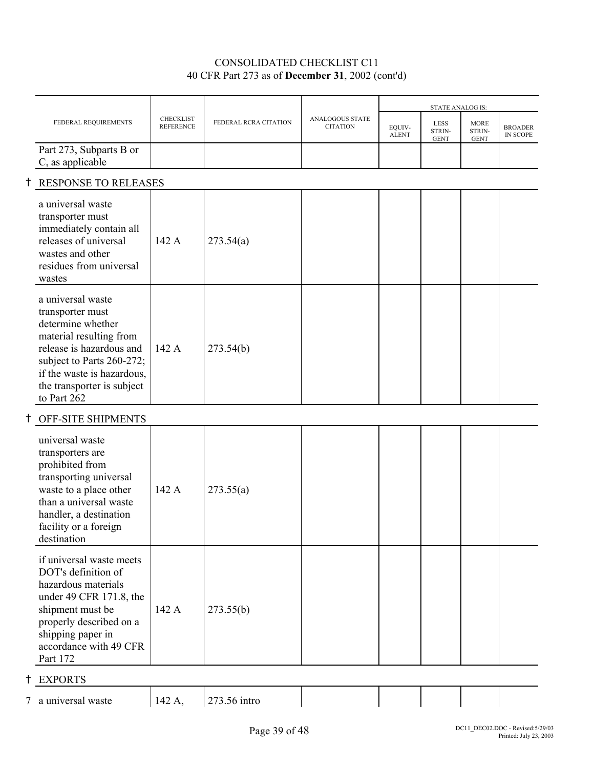CONSOLIDATED CHECKLIST C11
40 CFR Part 273 as of **December 31**, 2002 (cont'd)

| | FEDERAL REQUIREMENTS | CHECKLIST REFERENCE | FEDERAL RCRA CITATION | ANALOGOUS STATE CITATION | STATE ANALOG IS: | | | |
|---|---|---|---|---|---|---|---|---|
| | | | | | EQUIV-ALENT | LESS STRIN-GENT | MORE STRIN-GENT | BROADER IN SCOPE |
| | Part 273, Subparts B or C, as applicable | | | | | | | |
| † | RESPONSE TO RELEASES | | | | | | | |
| | a universal waste transporter must immediately contain all releases of universal wastes and other residues from universal wastes | 142 A | 273.54(a) | | | | | |
| | a universal waste transporter must determine whether material resulting from release is hazardous and subject to Parts 260-272; if the waste is hazardous, the transporter is subject to Part 262 | 142 A | 273.54(b) | | | | | |
| † | OFF-SITE SHIPMENTS | | | | | | | |
| | universal waste transporters are prohibited from transporting universal waste to a place other than a universal waste handler, a destination facility or a foreign destination | 142 A | 273.55(a) | | | | | |
| | if universal waste meets DOT's definition of hazardous materials under 49 CFR 171.8, the shipment must be properly described on a shipping paper in accordance with 49 CFR Part 172 | 142 A | 273.55(b) | | | | | |
| † | EXPORTS | | | | | | | |
| 7 | a universal waste | 142 A, | 273.56 intro | | | | | |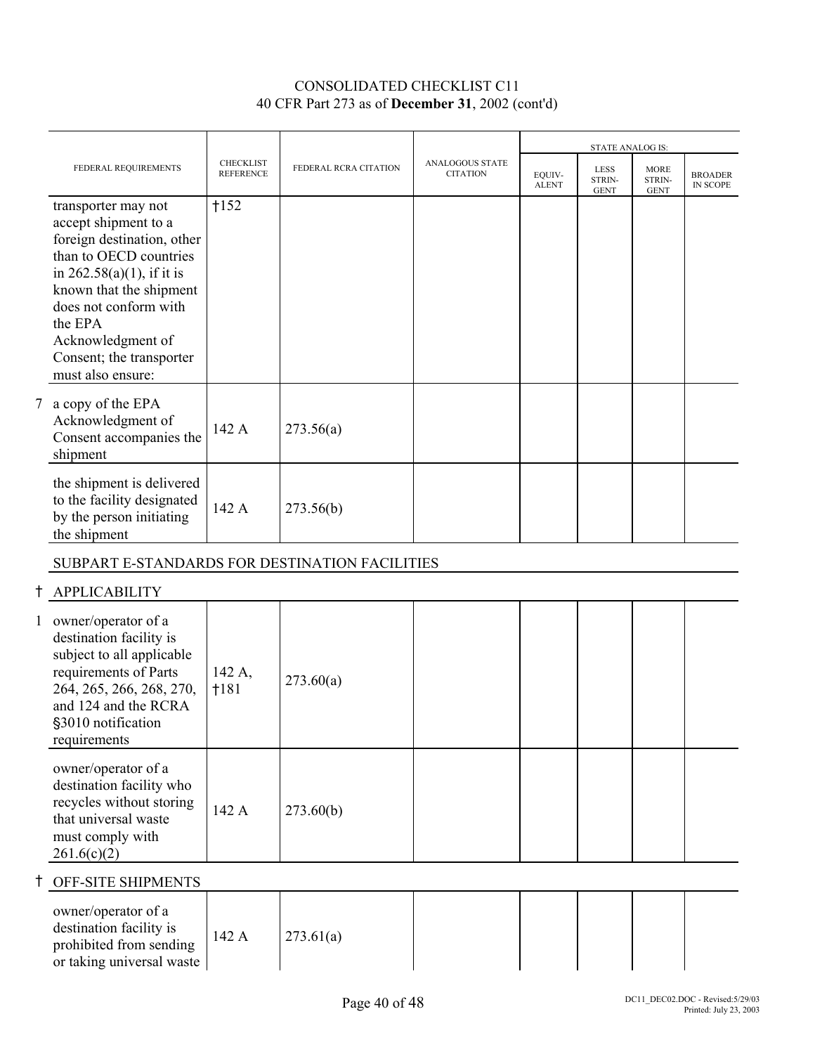# CONSOLIDATED CHECKLIST C11
## 40 CFR Part 273 as of **December 31**, 2002 (cont'd)

| FEDERAL REQUIREMENTS | CHECKLIST REFERENCE | FEDERAL RCRA CITATION | ANALOGOUS STATE CITATION | STATE ANALOG IS: EQUIV-ALENT | LESS STRIN-GENT | MORE STRIN-GENT | BROADER IN SCOPE |
|---|---|---|---|---|---|---|---|
| transporter may not accept shipment to a foreign destination, other than to OECD countries in 262.58(a)(1), if it is known that the shipment does not conform with the EPA Acknowledgment of Consent; the transporter must also ensure: | †152 | | | | | | |
| 7 a copy of the EPA Acknowledgment of Consent accompanies the shipment | 142 A | 273.56(a) | | | | | |
| the shipment is delivered to the facility designated by the person initiating the shipment | 142 A | 273.56(b) | | | | | |
| **SUBPART E-STANDARDS FOR DESTINATION FACILITIES** | | | | | | | |
| † **APPLICABILITY** | | | | | | | |
| 1 owner/operator of a destination facility is subject to all applicable requirements of Parts 264, 265, 266, 268, 270, and 124 and the RCRA §3010 notification requirements | 142 A, †181 | 273.60(a) | | | | | |
| owner/operator of a destination facility who recycles without storing that universal waste must comply with 261.6(c)(2) | 142 A | 273.60(b) | | | | | |
| † **OFF-SITE SHIPMENTS** | | | | | | | |
| owner/operator of a destination facility is prohibited from sending or taking universal waste | 142 A | 273.61(a) | | | | | |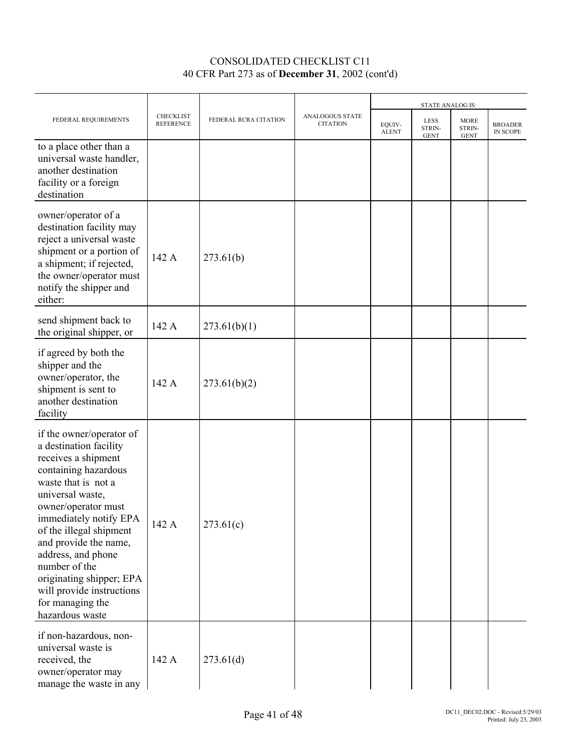CONSOLIDATED CHECKLIST C11
40 CFR Part 273 as of **December 31**, 2002 (cont'd)

| FEDERAL REQUIREMENTS | CHECKLIST REFERENCE | FEDERAL RCRA CITATION | ANALOGOUS STATE CITATION | STATE ANALOG IS: | | | |
|---|---|---|---|---|---|---|---|
| | | | | EQUIV-ALENT | LESS STRIN-GENT | MORE STRIN-GENT | BROADER IN SCOPE |
| to a place other than a universal waste handler, another destination facility or a foreign destination | | | | | | | |
| owner/operator of a destination facility may reject a universal waste shipment or a portion of a shipment; if rejected, the owner/operator must notify the shipper and either: | 142 A | 273.61(b) | | | | | |
| send shipment back to the original shipper, or | 142 A | 273.61(b)(1) | | | | | |
| if agreed by both the shipper and the owner/operator, the shipment is sent to another destination facility | 142 A | 273.61(b)(2) | | | | | |
| if the owner/operator of a destination facility receives a shipment containing hazardous waste that is not a universal waste, owner/operator must immediately notify EPA of the illegal shipment and provide the name, address, and phone number of the originating shipper; EPA will provide instructions for managing the hazardous waste | 142 A | 273.61(c) | | | | | |
| if non-hazardous, non-universal waste is received, the owner/operator may manage the waste in any | 142 A | 273.61(d) | | | | | |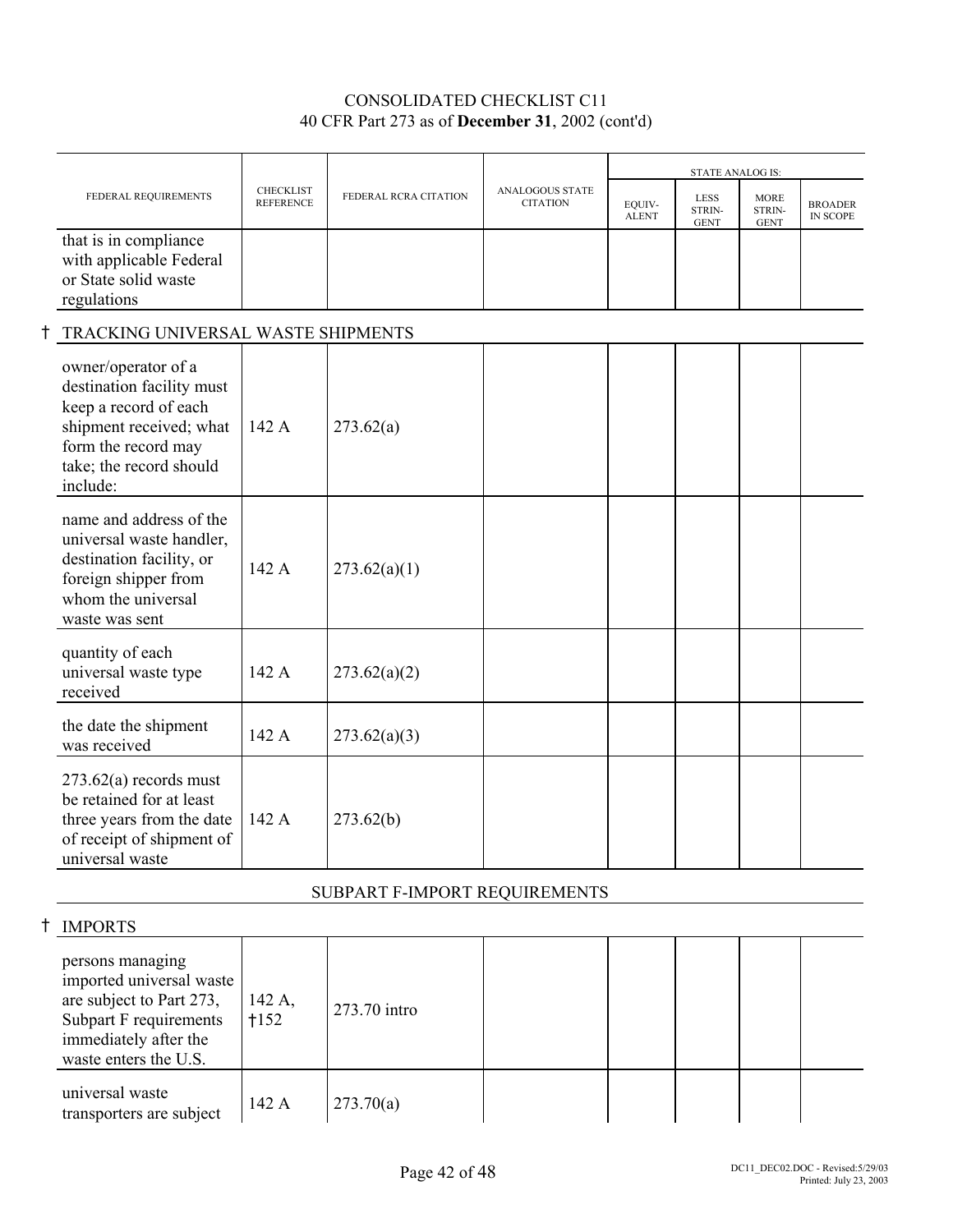CONSOLIDATED CHECKLIST C11
40 CFR Part 273 as of **December 31**, 2002 (cont'd)

| FEDERAL REQUIREMENTS | CHECKLIST REFERENCE | FEDERAL RCRA CITATION | ANALOGOUS STATE CITATION | STATE ANALOG IS: EQUIV-ALENT | LESS STRIN-GENT | MORE STRIN-GENT | BROADER IN SCOPE |
|---|---|---|---|---|---|---|---|
| that is in compliance with applicable Federal or State solid waste regulations | | | | | | | |
| **† TRACKING UNIVERSAL WASTE SHIPMENTS** | | | | | | | |
| owner/operator of a destination facility must keep a record of each shipment received; what form the record may take; the record should include: | 142 A | 273.62(a) | | | | | |
| name and address of the universal waste handler, destination facility, or foreign shipper from whom the universal waste was sent | 142 A | 273.62(a)(1) | | | | | |
| quantity of each universal waste type received | 142 A | 273.62(a)(2) | | | | | |
| the date the shipment was received | 142 A | 273.62(a)(3) | | | | | |
| 273.62(a) records must be retained for at least three years from the date of receipt of shipment of universal waste | 142 A | 273.62(b) | | | | | |
| **SUBPART F-IMPORT REQUIREMENTS** | | | | | | | |
| **† IMPORTS** | | | | | | | |
| persons managing imported universal waste are subject to Part 273, Subpart F requirements immediately after the waste enters the U.S. | 142 A, †152 | 273.70 intro | | | | | |
| universal waste transporters are subject | 142 A | 273.70(a) | | | | | |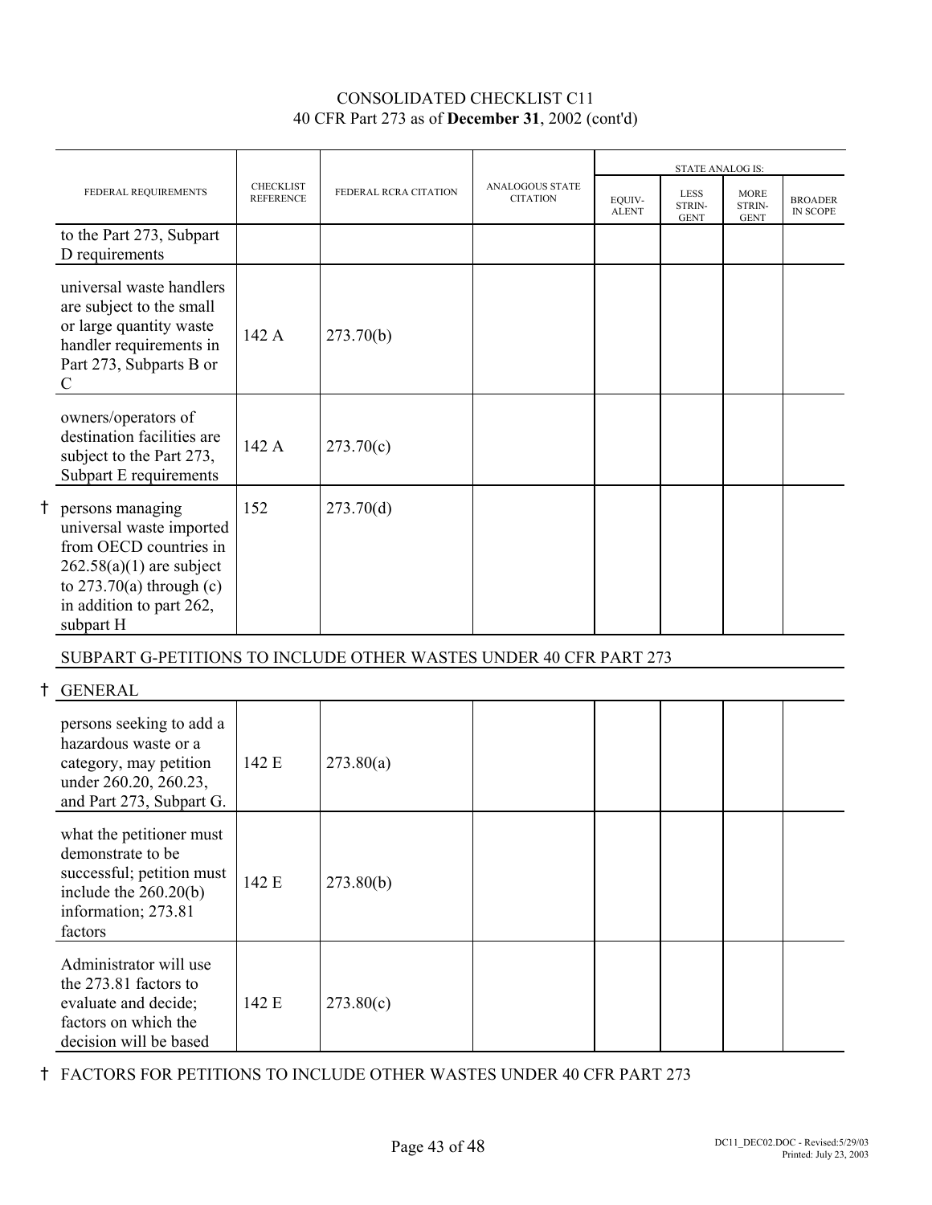CONSOLIDATED CHECKLIST C11
40 CFR Part 273 as of **December 31**, 2002 (cont'd)

| FEDERAL REQUIREMENTS | CHECKLIST REFERENCE | FEDERAL RCRA CITATION | ANALOGOUS STATE CITATION | STATE ANALOG IS: | | | |
|---|---|---|---|---|---|---|---|
| | | | | EQUIV-ALENT | LESS STRIN-GENT | MORE STRIN-GENT | BROADER IN SCOPE |
| to the Part 273, Subpart D requirements | | | | | | | |
| universal waste handlers are subject to the small or large quantity waste handler requirements in Part 273, Subparts B or C | 142 A | 273.70(b) | | | | | |
| owners/operators of destination facilities are subject to the Part 273, Subpart E requirements | 142 A | 273.70(c) | | | | | |
| † persons managing universal waste imported from OECD countries in 262.58(a)(1) are subject to 273.70(a) through (c) in addition to part 262, subpart H | 152 | 273.70(d) | | | | | |
| **SUBPART G-PETITIONS TO INCLUDE OTHER WASTES UNDER 40 CFR PART 273** | | | | | | | |
| † **GENERAL** | | | | | | | |
| persons seeking to add a hazardous waste or a category, may petition under 260.20, 260.23, and Part 273, Subpart G. | 142 E | 273.80(a) | | | | | |
| what the petitioner must demonstrate to be successful; petition must include the 260.20(b) information; 273.81 factors | 142 E | 273.80(b) | | | | | |
| Administrator will use the 273.81 factors to evaluate and decide; factors on which the decision will be based | 142 E | 273.80(c) | | | | | |

† FACTORS FOR PETITIONS TO INCLUDE OTHER WASTES UNDER 40 CFR PART 273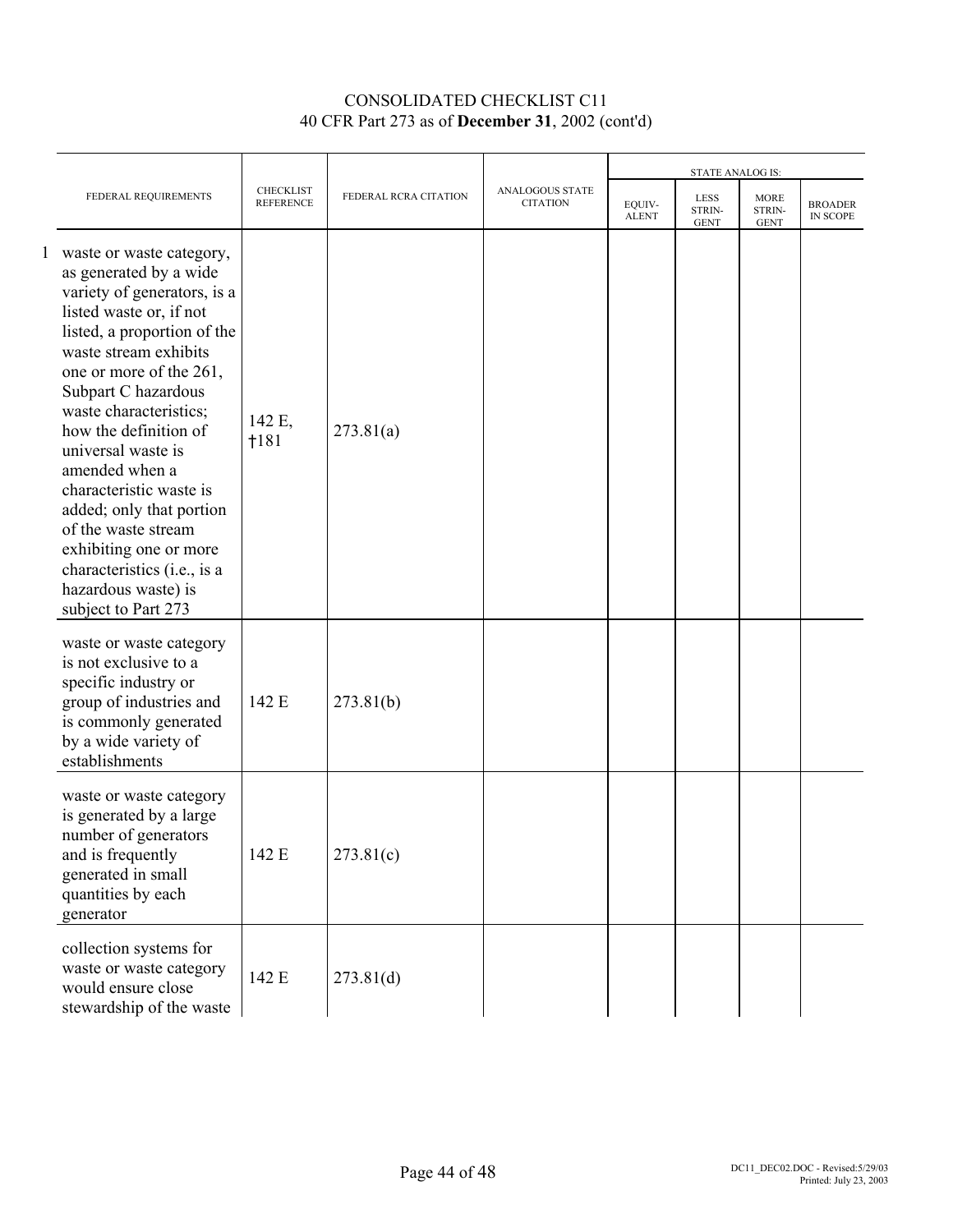# CONSOLIDATED CHECKLIST C11
40 CFR Part 273 as of **December 31**, 2002 (cont'd)

| FEDERAL REQUIREMENTS | CHECKLIST REFERENCE | FEDERAL RCRA CITATION | ANALOGOUS STATE CITATION | STATE ANALOG IS: | | | |
|---|---|---|---|---|---|---|---|
| | | | | EQUIV-ALENT | LESS STRIN-GENT | MORE STRIN-GENT | BROADER IN SCOPE |
| 1 waste or waste category, as generated by a wide variety of generators, is a listed waste or, if not listed, a proportion of the waste stream exhibits one or more of the 261, Subpart C hazardous waste characteristics; how the definition of universal waste is amended when a characteristic waste is added; only that portion of the waste stream exhibiting one or more characteristics (i.e., is a hazardous waste) is subject to Part 273 | 142 E, †181 | 273.81(a) | | | | | |
| waste or waste category is not exclusive to a specific industry or group of industries and is commonly generated by a wide variety of establishments | 142 E | 273.81(b) | | | | | |
| waste or waste category is generated by a large number of generators and is frequently generated in small quantities by each generator | 142 E | 273.81(c) | | | | | |
| collection systems for waste or waste category would ensure close stewardship of the waste | 142 E | 273.81(d) | | | | | |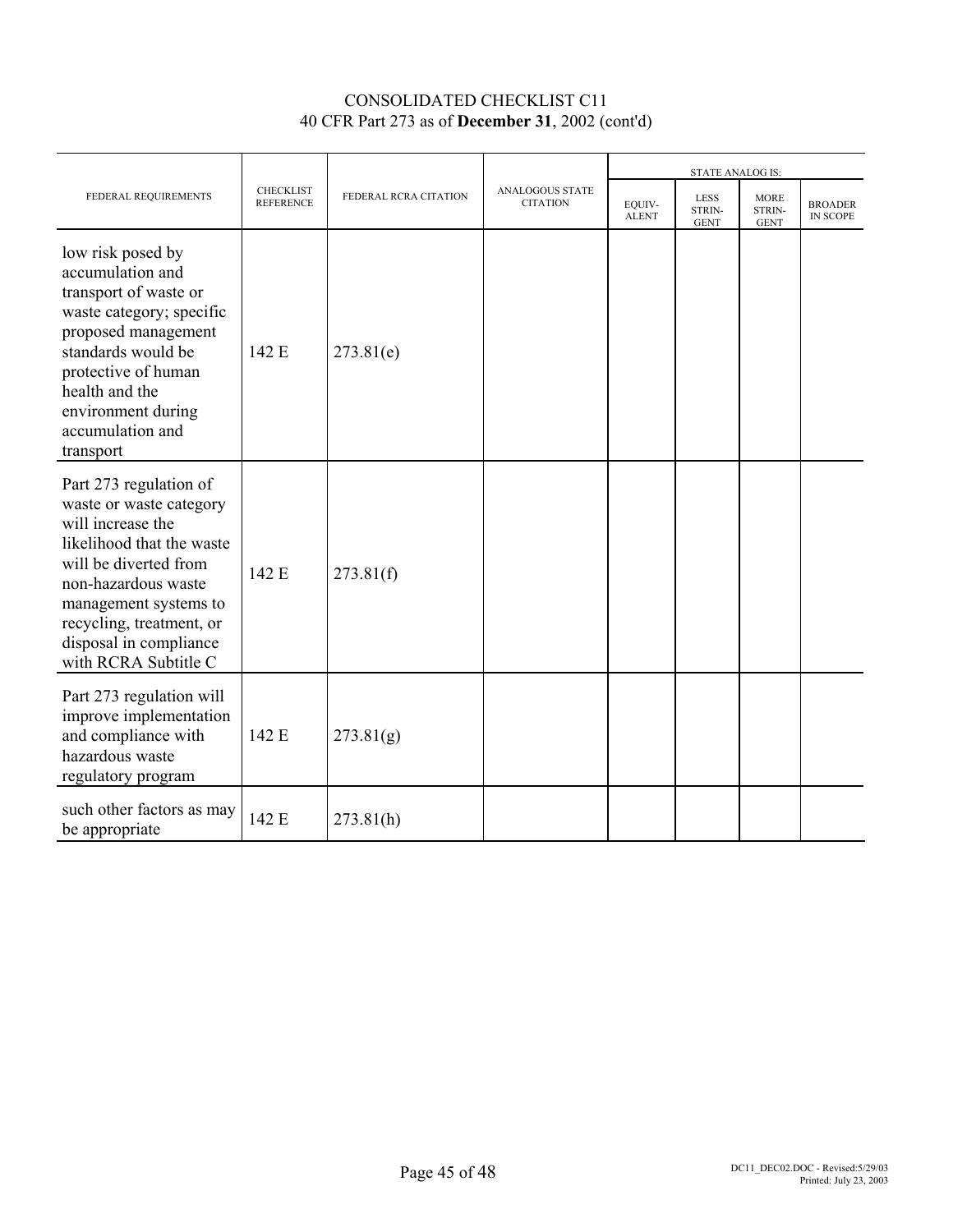CONSOLIDATED CHECKLIST C11
40 CFR Part 273 as of **December 31**, 2002 (cont'd)

| FEDERAL REQUIREMENTS | CHECKLIST REFERENCE | FEDERAL RCRA CITATION | ANALOGOUS STATE CITATION | STATE ANALOG IS: | | | |
|---|---|---|---|---|---|---|---|
| | | | | EQUIV-ALENT | LESS STRIN-GENT | MORE STRIN-GENT | BROADER IN SCOPE |
| low risk posed by accumulation and transport of waste or waste category; specific proposed management standards would be protective of human health and the environment during accumulation and transport | 142 E | 273.81(e) | | | | | |
| Part 273 regulation of waste or waste category will increase the likelihood that the waste will be diverted from non-hazardous waste management systems to recycling, treatment, or disposal in compliance with RCRA Subtitle C | 142 E | 273.81(f) | | | | | |
| Part 273 regulation will improve implementation and compliance with hazardous waste regulatory program | 142 E | 273.81(g) | | | | | |
| such other factors as may be appropriate | 142 E | 273.81(h) | | | | | |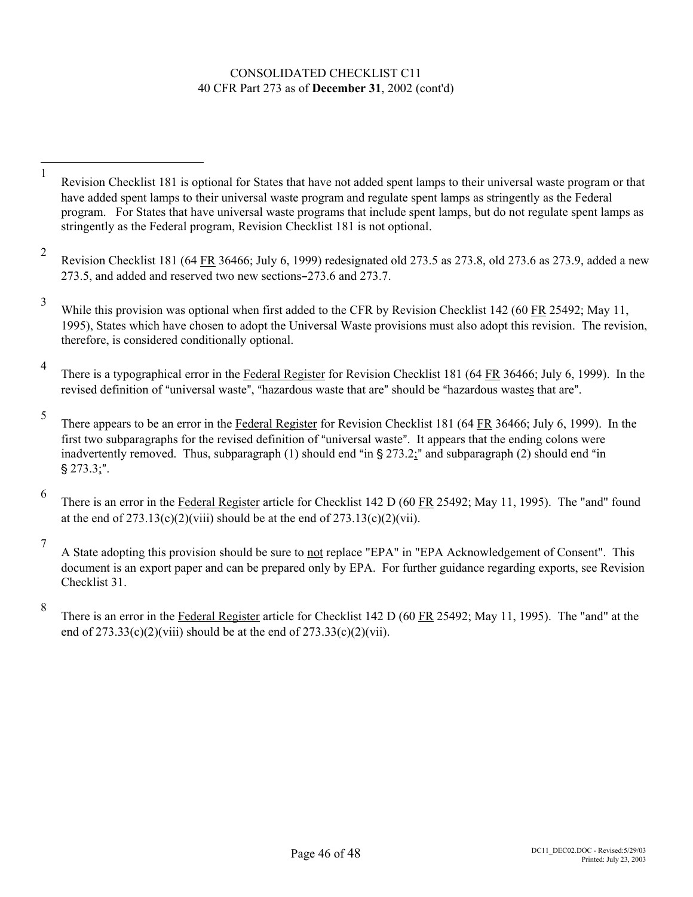CONSOLIDATED CHECKLIST C11
40 CFR Part 273 as of **December 31**, 2002 (cont'd)

---

1 Revision Checklist 181 is optional for States that have not added spent lamps to their universal waste program or that have added spent lamps to their universal waste program and regulate spent lamps as stringently as the Federal program. For States that have universal waste programs that include spent lamps, but do not regulate spent lamps as stringently as the Federal program, Revision Checklist 181 is not optional.

2 Revision Checklist 181 (64 FR 36466; July 6, 1999) redesignated old 273.5 as 273.8, old 273.6 as 273.9, added a new 273.5, and added and reserved two new sections–273.6 and 273.7.

3 While this provision was optional when first added to the CFR by Revision Checklist 142 (60 FR 25492; May 11, 1995), States which have chosen to adopt the Universal Waste provisions must also adopt this revision. The revision, therefore, is considered conditionally optional.

4 There is a typographical error in the Federal Register for Revision Checklist 181 (64 FR 36466; July 6, 1999). In the revised definition of "universal waste", "hazardous waste that are" should be "hazardous wastes that are".

5 There appears to be an error in the Federal Register for Revision Checklist 181 (64 FR 36466; July 6, 1999). In the first two subparagraphs for the revised definition of "universal waste". It appears that the ending colons were inadvertently removed. Thus, subparagraph (1) should end "in § 273.2;" and subparagraph (2) should end "in § 273.3;".

6 There is an error in the Federal Register article for Checklist 142 D (60 FR 25492; May 11, 1995). The "and" found at the end of 273.13(c)(2)(viii) should be at the end of 273.13(c)(2)(vii).

7 A State adopting this provision should be sure to not replace "EPA" in "EPA Acknowledgement of Consent". This document is an export paper and can be prepared only by EPA. For further guidance regarding exports, see Revision Checklist 31.

8 There is an error in the Federal Register article for Checklist 142 D (60 FR 25492; May 11, 1995). The "and" at the end of 273.33(c)(2)(viii) should be at the end of 273.33(c)(2)(vii).